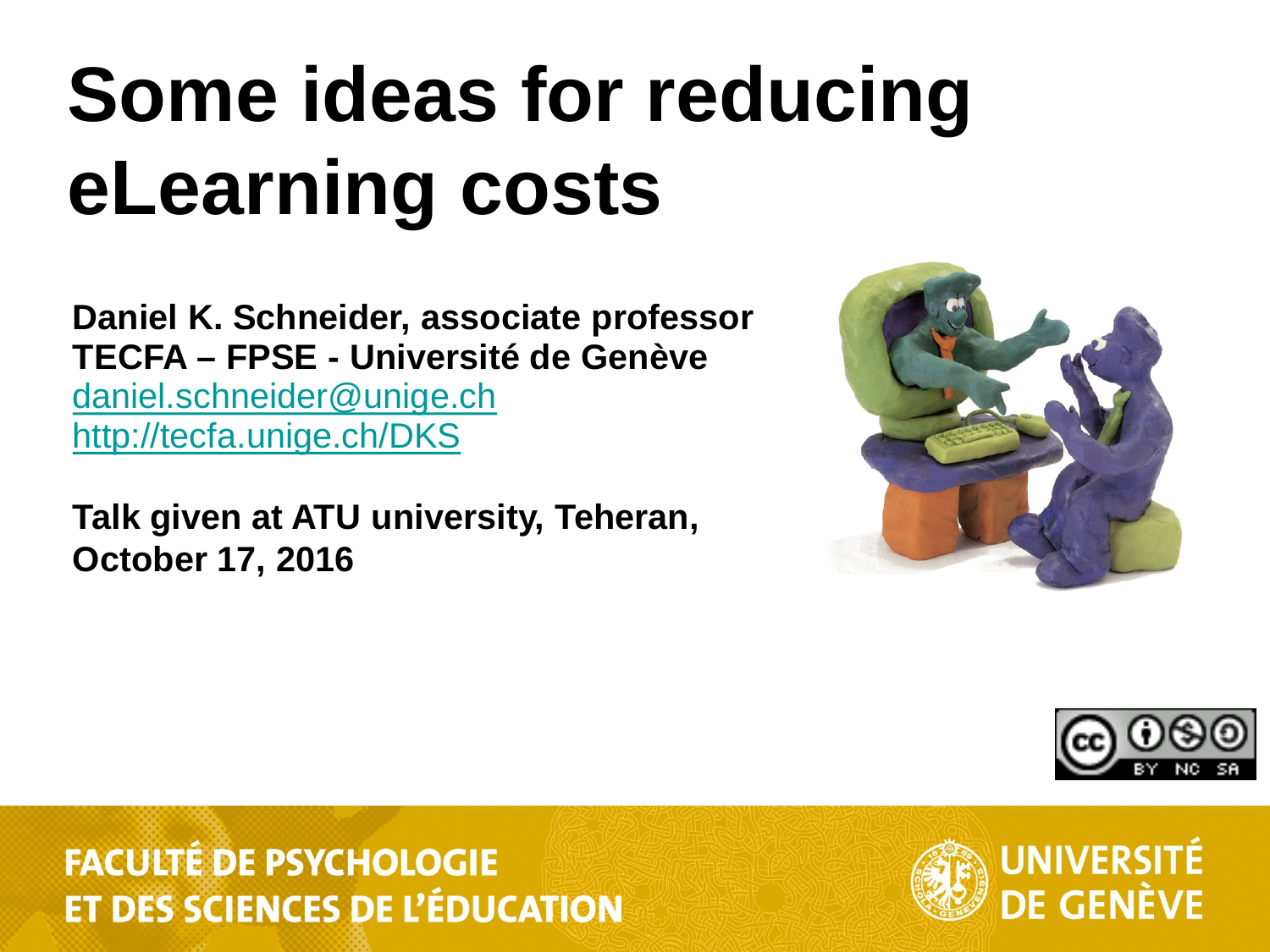# Some ideas for reducing eLearning costs

**Daniel K. Schneider, associate professor**
**TECFA – FPSE - Université de Genève**
[daniel.schneider@unige.ch](mailto:daniel.schneider@unige.ch)
[http://tecfa.unige.ch/DKS](http://tecfa.unige.ch/DKS)

**Talk given at ATU university, Teheran, October 17, 2016**

FACULTÉ DE PSYCHOLOGIE ET DES SCIENCES DE L'ÉDUCATION

UNIVERSITÉ DE GENÈVE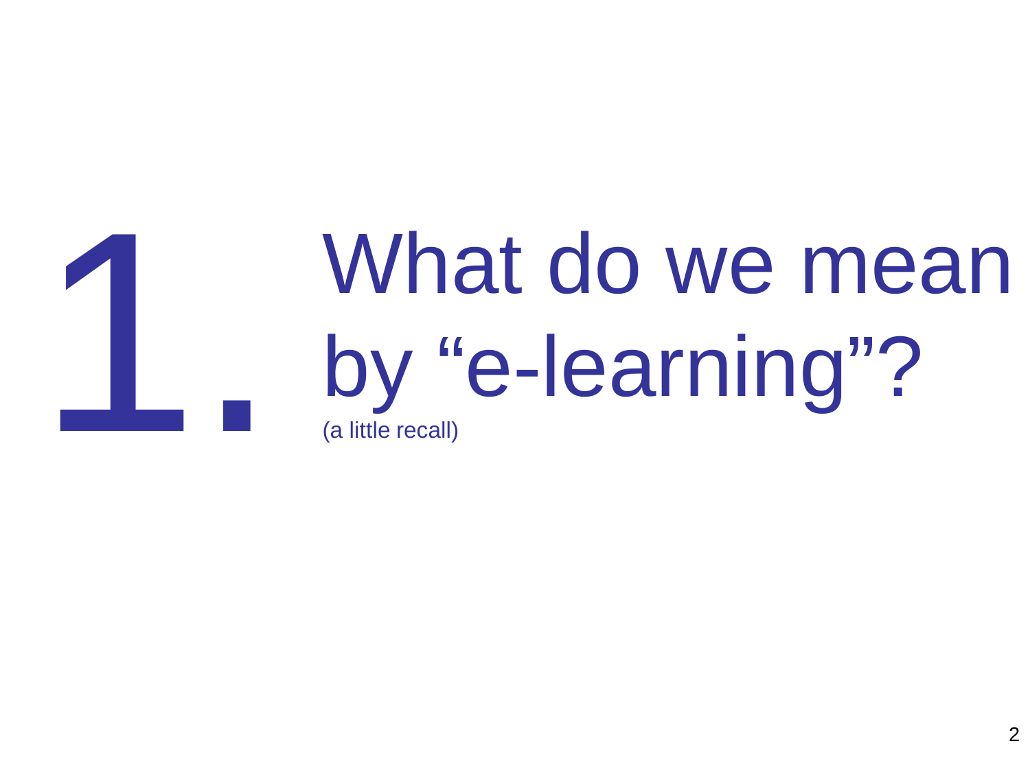# 1. What do we mean by “e-learning”?

(a little recall)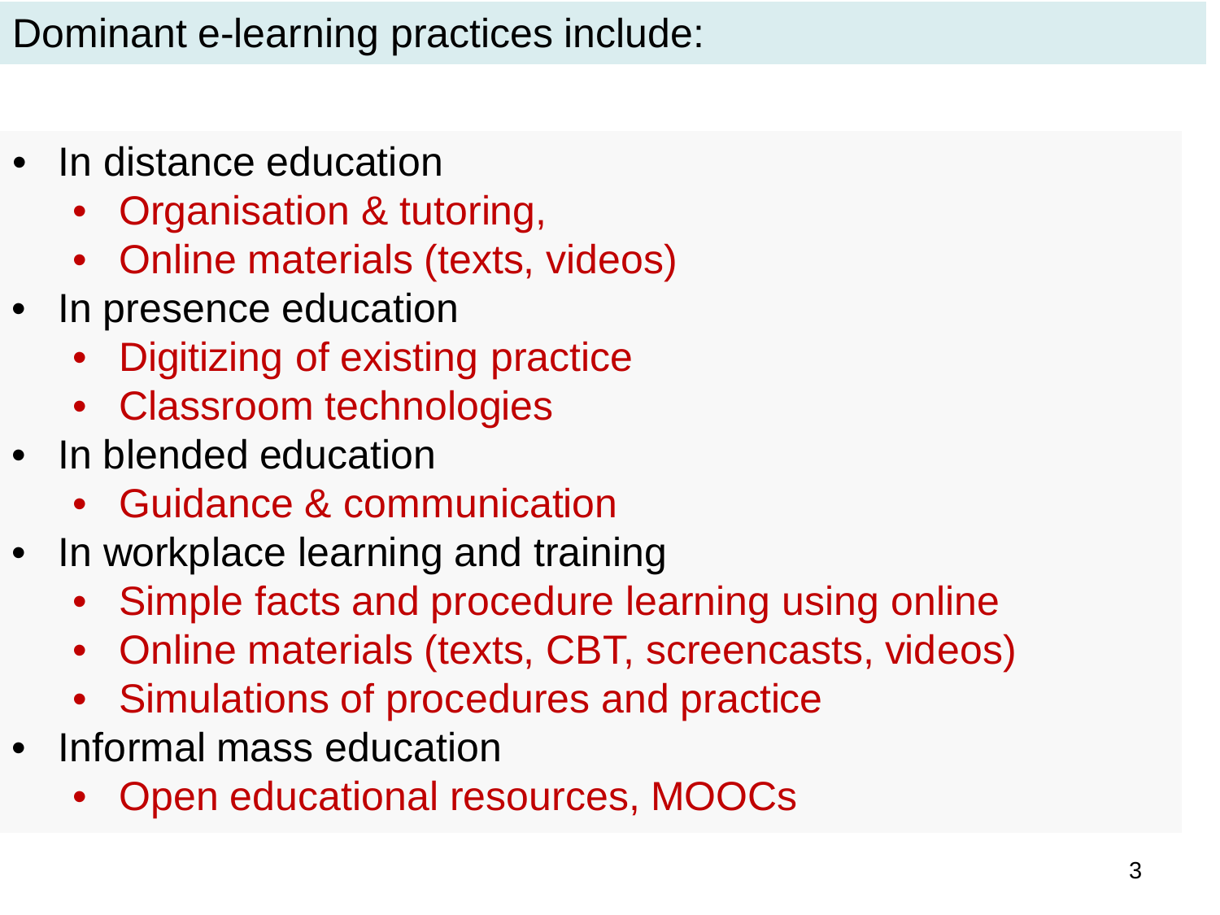## Dominant e-learning practices include:

- In distance education
  - Organisation & tutoring,
  - Online materials (texts, videos)
- In presence education
  - Digitizing of existing practice
  - Classroom technologies
- In blended education
  - Guidance & communication
- In workplace learning and training
  - Simple facts and procedure learning using online
  - Online materials (texts, CBT, screencasts, videos)
  - Simulations of procedures and practice
- Informal mass education
  - Open educational resources, MOOCs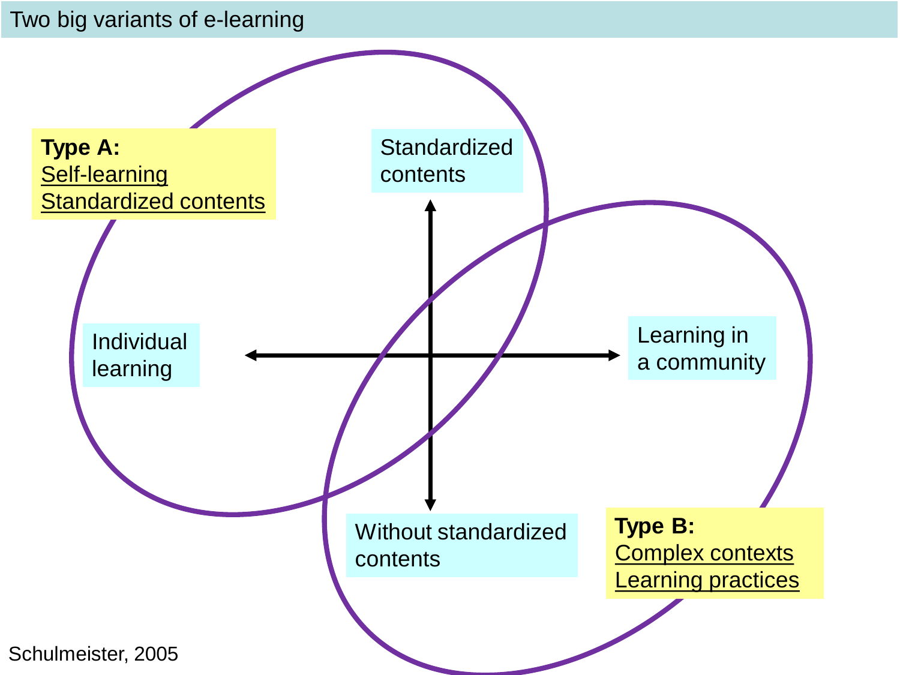# Two big variants of e-learning

**Type A:**
Self-learning
Standardized contents

Standardized contents

Individual learning

Learning in a community

Without standardized contents

**Type B:**
Complex contexts
Learning practices

Schulmeister, 2005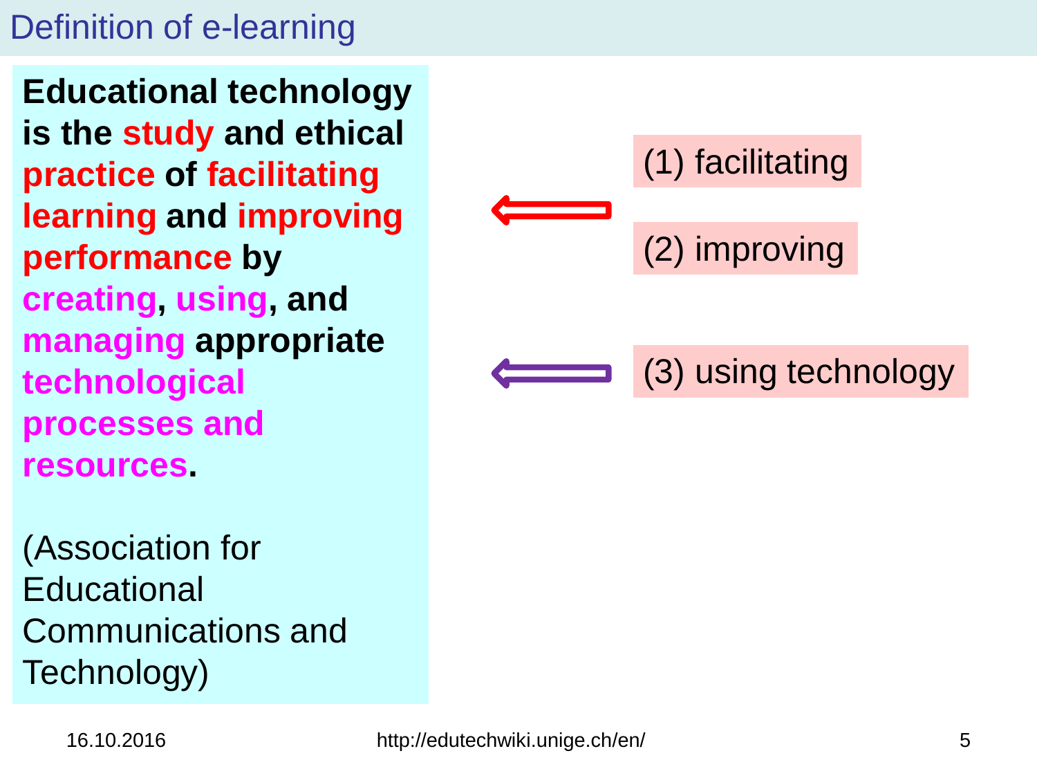# Definition of e-learning

**Educational technology is the study and ethical practice of facilitating learning and improving performance by creating, using, and managing appropriate technological processes and resources.**

(Association for Educational Communications and Technology)

(1) facilitating

(2) improving

(3) using technology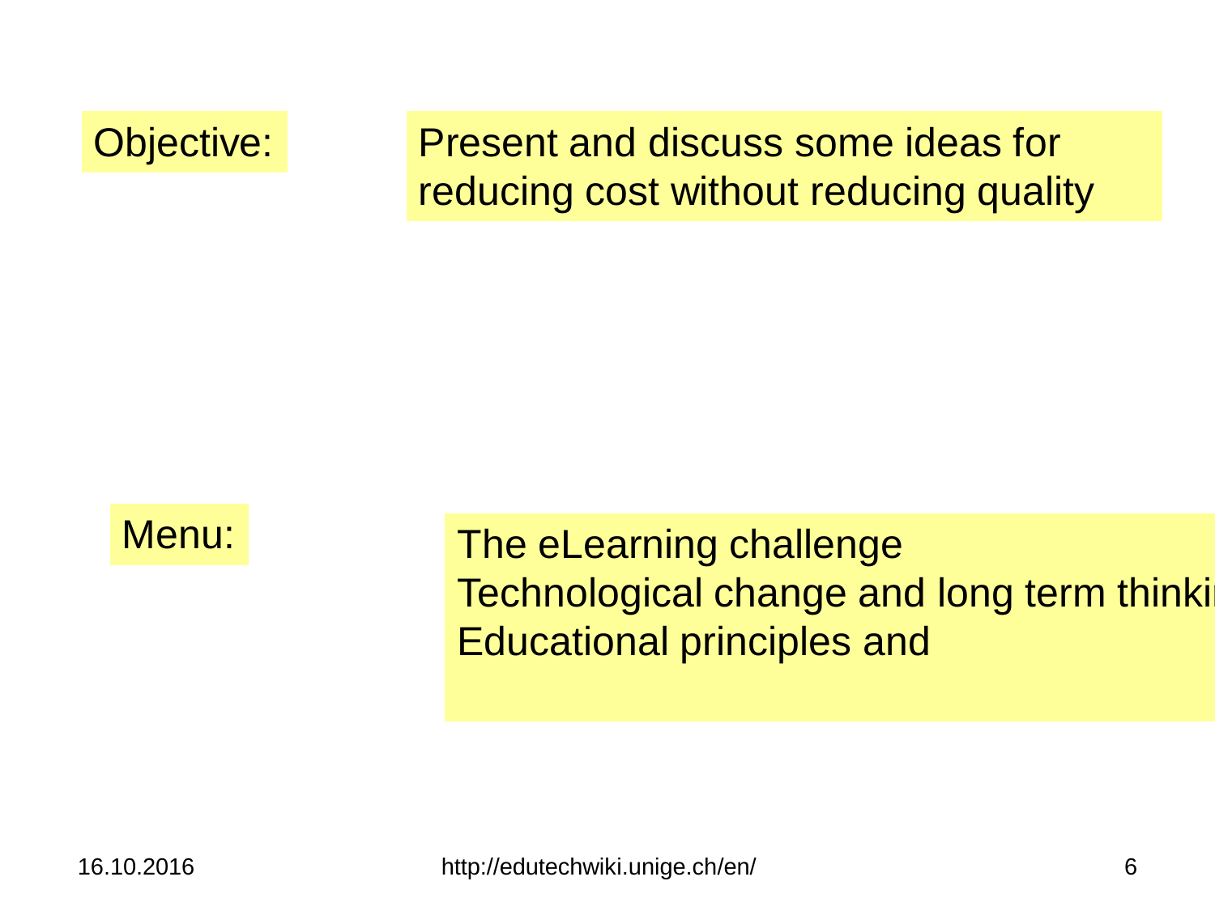Objective:

Present and discuss some ideas for reducing cost without reducing quality

Menu:

The eLearning challenge
Technological change and long term thinki
Educational principles and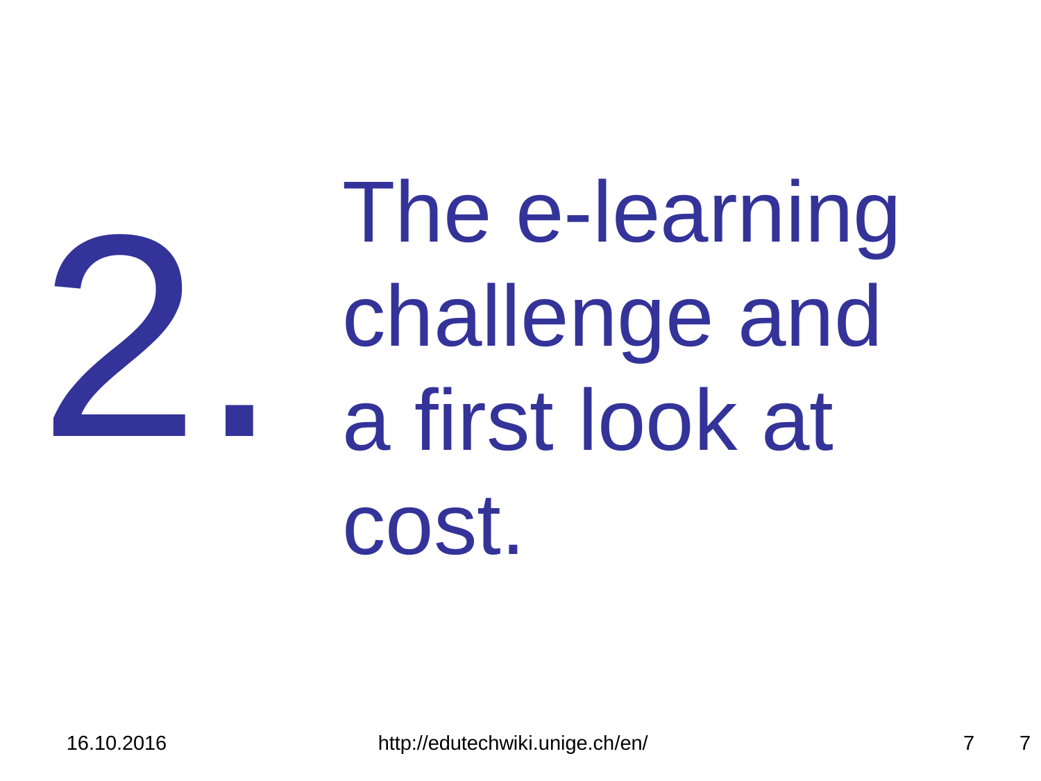# 2. The e-learning challenge and a first look at cost.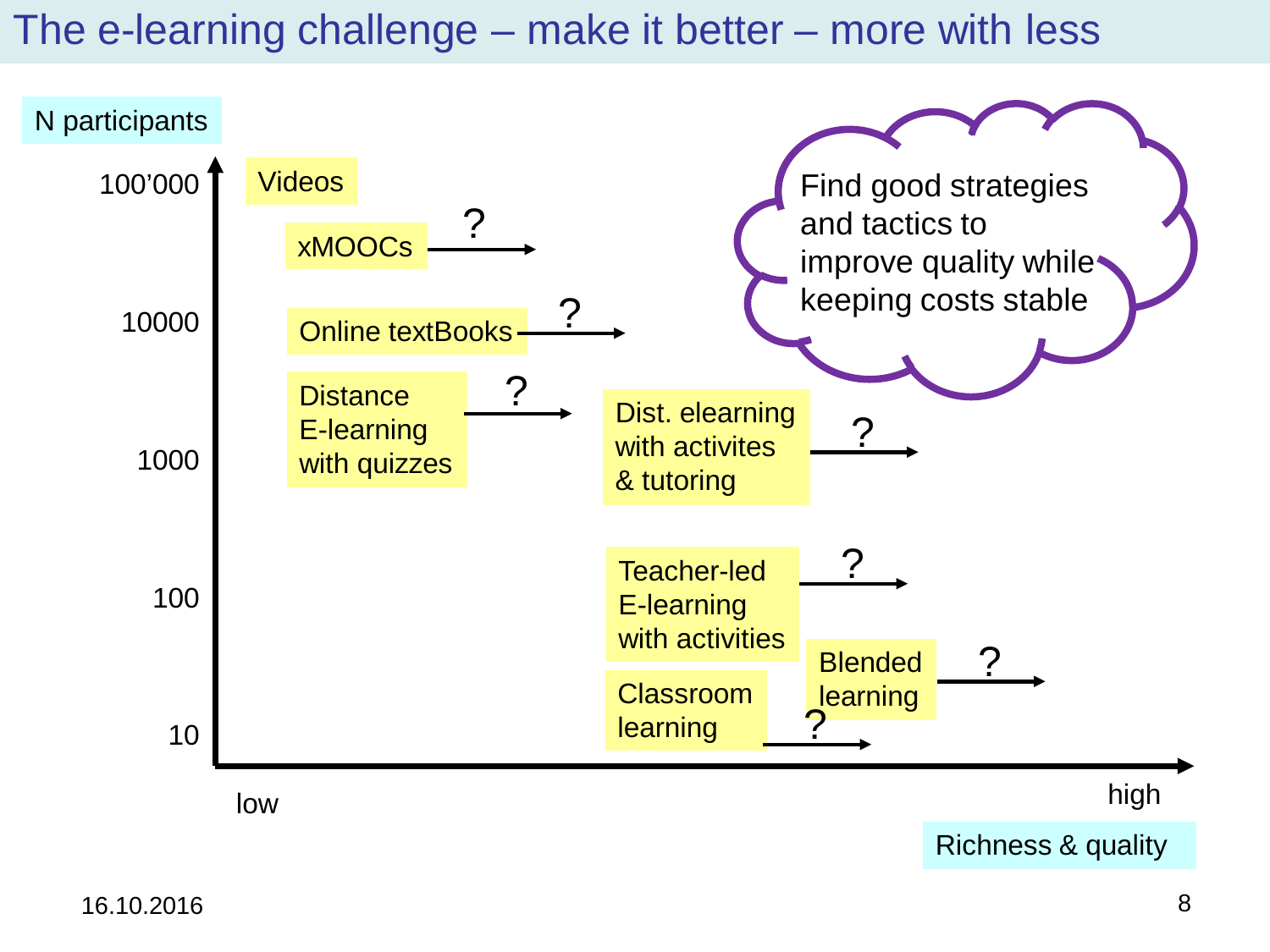# The e-learning challenge – make it better – more with less

N participants

100'000

10000

1000

100

10

Videos

xMOOCs ?

Online textBooks ?

Distance E-learning with quizzes ?

Dist. elearning with activites & tutoring ?

Teacher-led E-learning with activities ?

Classroom learning ?

Blended learning ?

low

high

Richness & quality

Find good strategies and tactics to improve quality while keeping costs stable

16.10.2016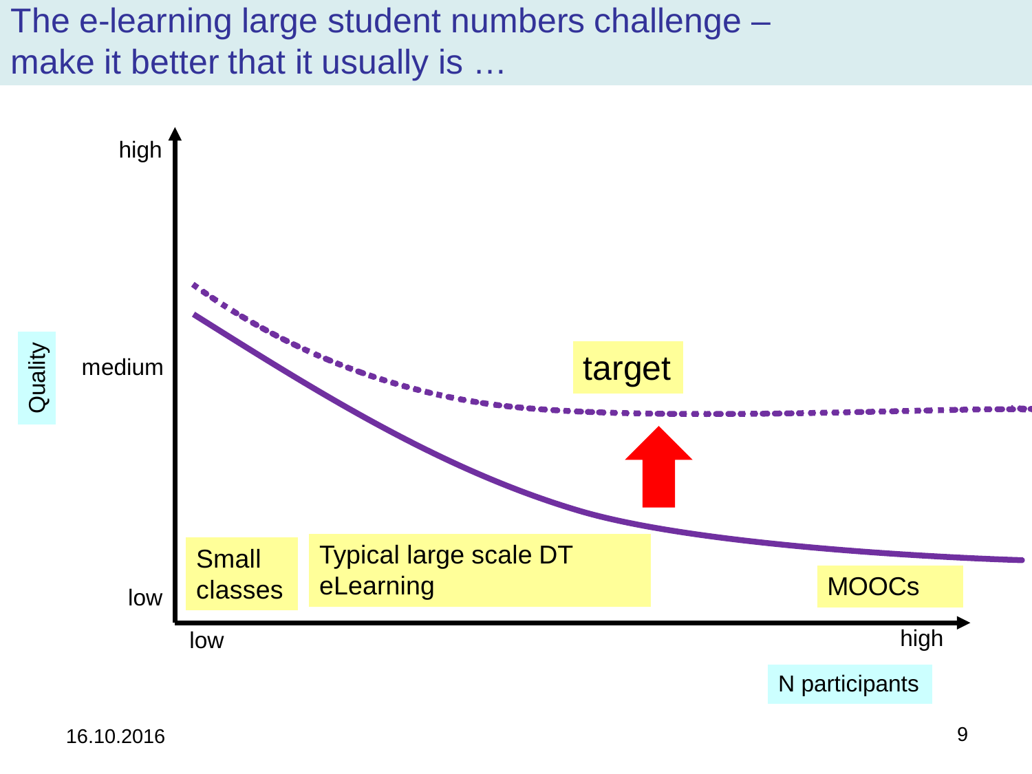# The e-learning large student numbers challenge – make it better that it usually is …

Quality: high / medium / low

target

Small classes

Typical large scale DT eLearning

MOOCs

N participants: low / high

16.10.2016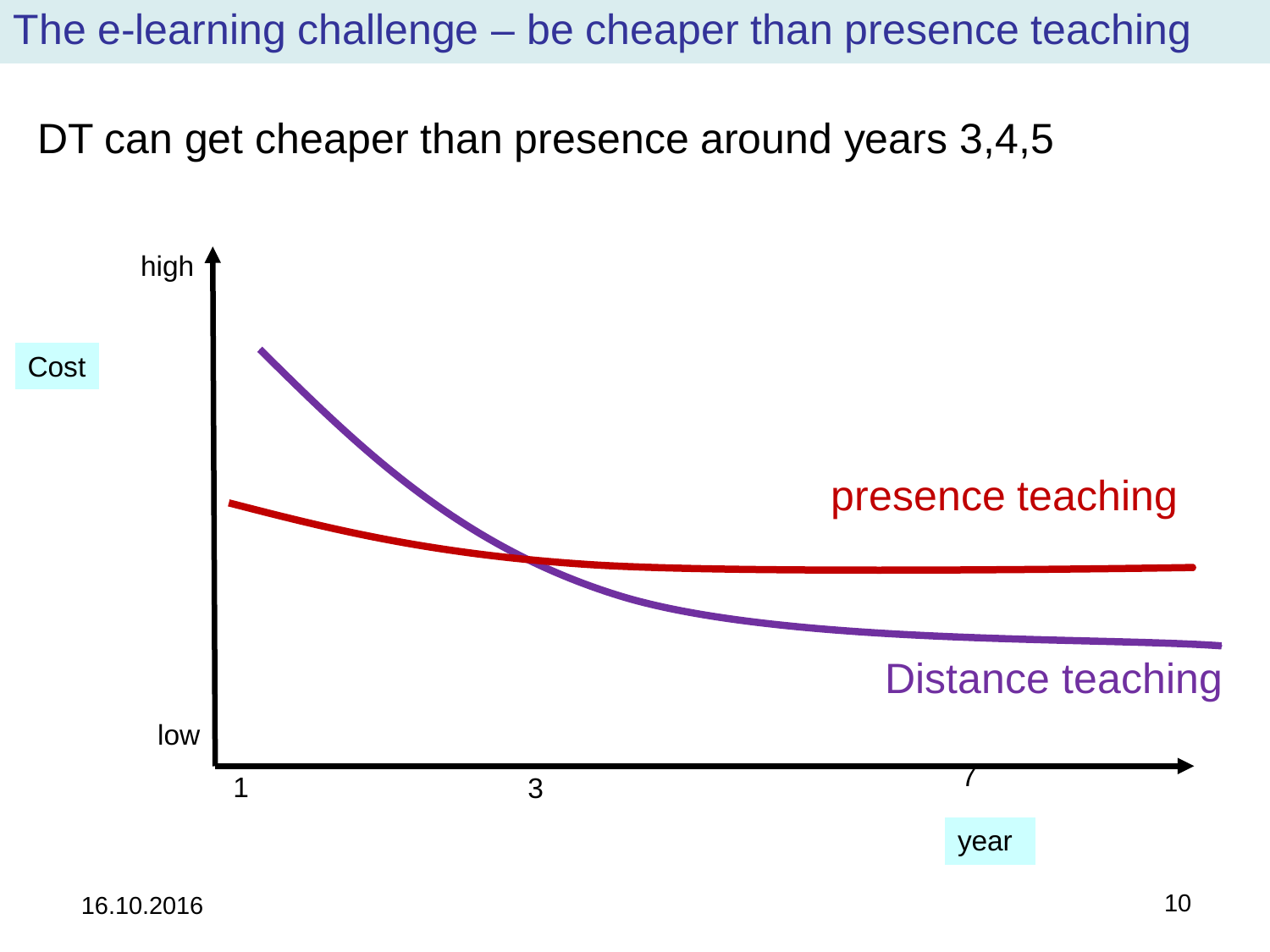# The e-learning challenge – be cheaper than presence teaching

DT can get cheaper than presence around years 3,4,5

high

Cost

low

presence teaching

Distance teaching

1

3

7

year

16.10.2016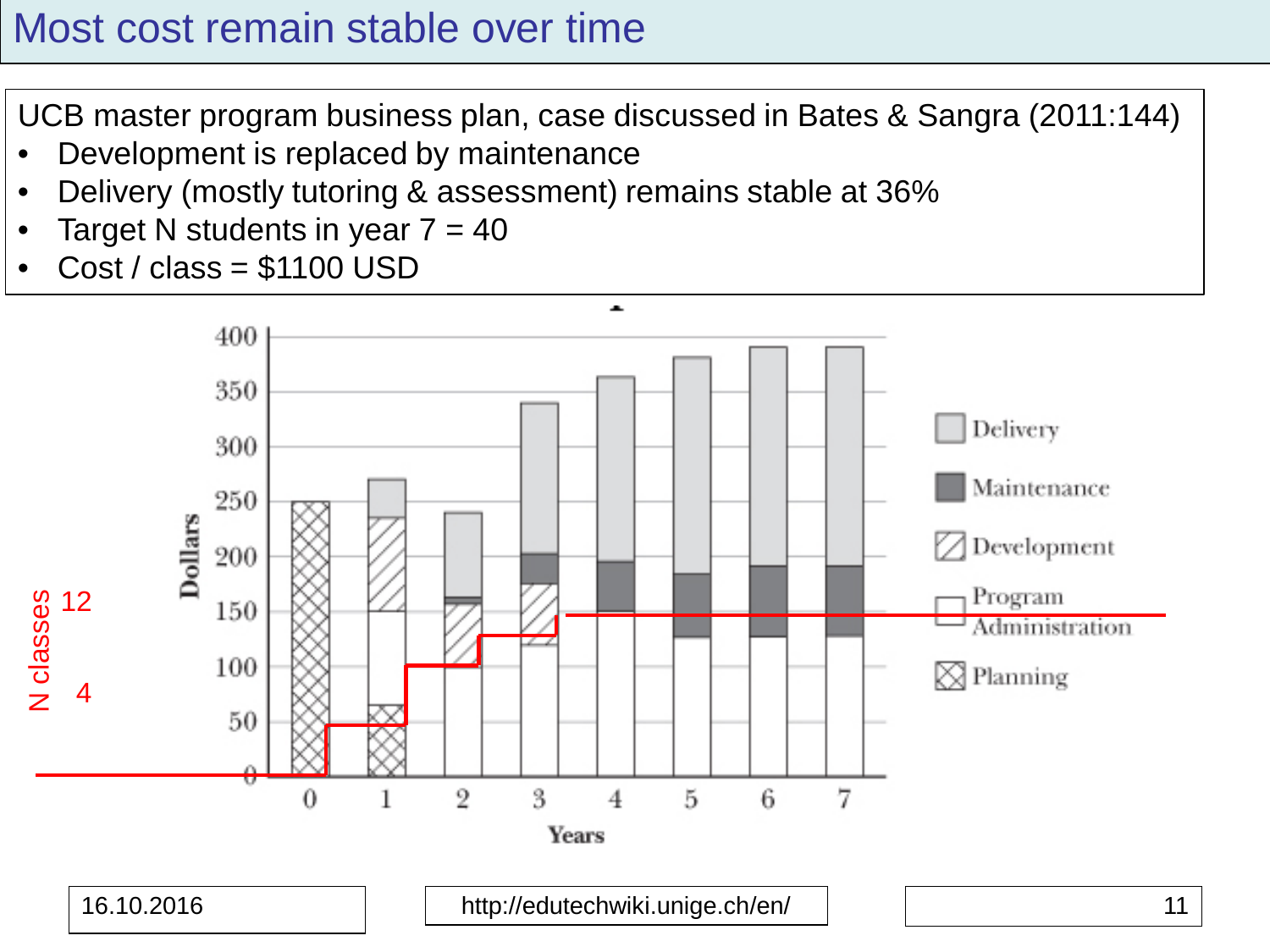# Most cost remain stable over time

UCB master program business plan, case discussed in Bates & Sangra (2011:144)

- Development is replaced by maintenance
- Delivery (mostly tutoring & assessment) remains stable at 36%
- Target N students in year 7 = 40
- Cost / class = $1100 USD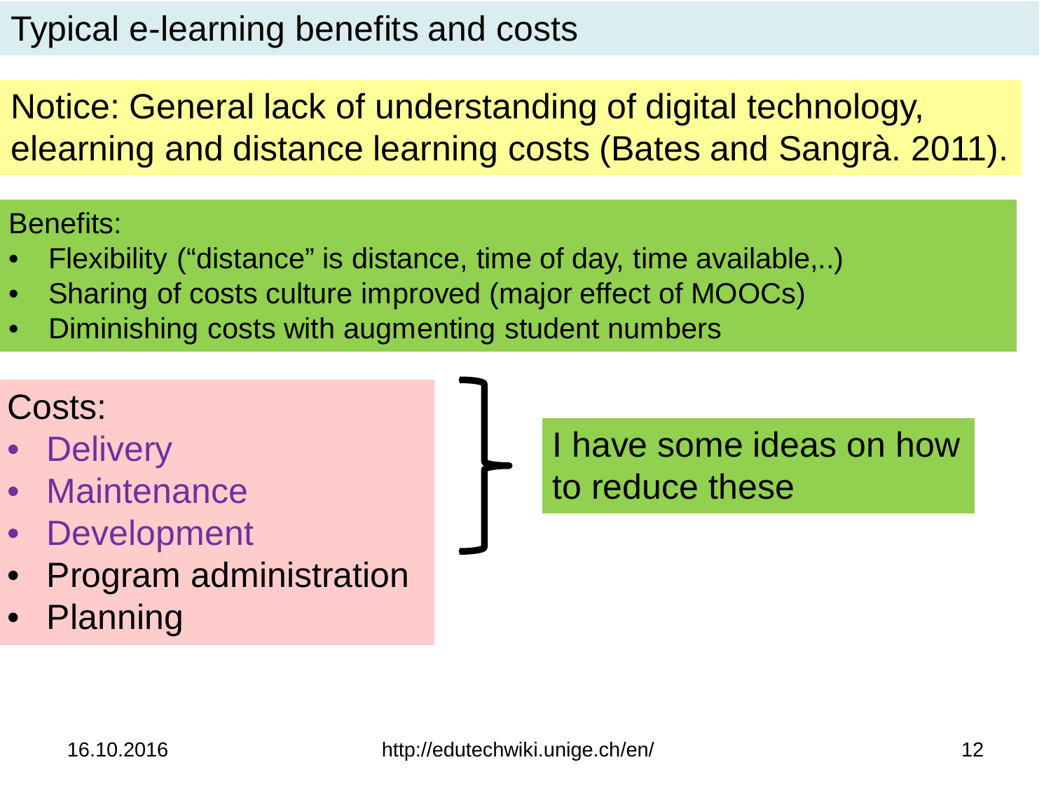# Typical e-learning benefits and costs

Notice: General lack of understanding of digital technology, elearning and distance learning costs (Bates and Sangrà. 2011).

Benefits:

- Flexibility ("distance" is distance, time of day, time available,..)
- Sharing of costs culture improved (major effect of MOOCs)
- Diminishing costs with augmenting student numbers

Costs:

- Delivery
- Maintenance
- Development
- Program administration
- Planning

I have some ideas on how to reduce these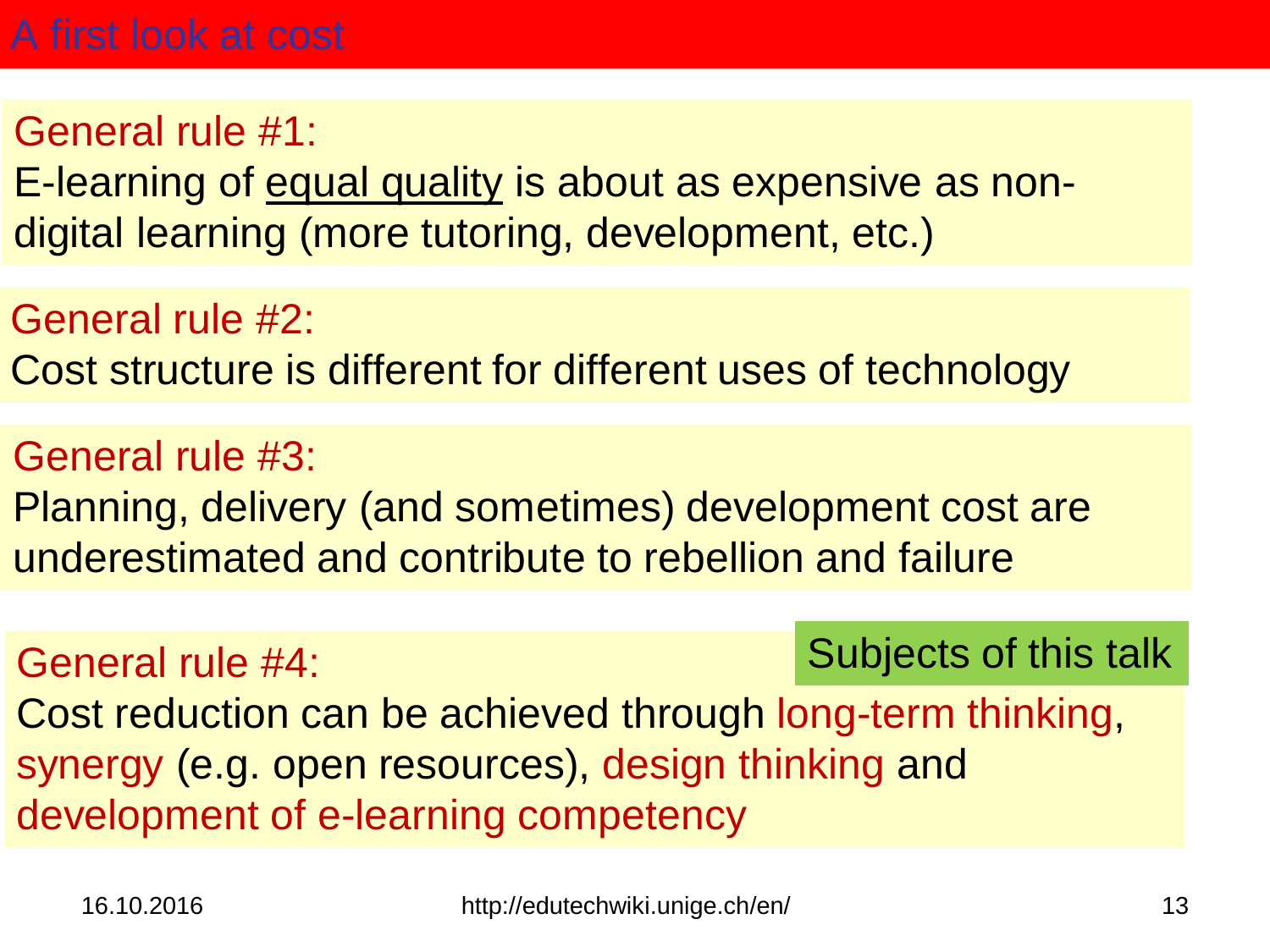# A first look at cost

**General rule #1:**

E-learning of <u>equal quality</u> is about as expensive as non-digital learning (more tutoring, development, etc.)

**General rule #2:**

Cost structure is different for different uses of technology

**General rule #3:**

Planning, delivery (and sometimes) development cost are underestimated and contribute to rebellion and failure

**General rule #4:**

Subjects of this talk

Cost reduction can be achieved through long-term thinking, synergy (e.g. open resources), design thinking and development of e-learning competency

16.10.2016

http://edutechwiki.unige.ch/en/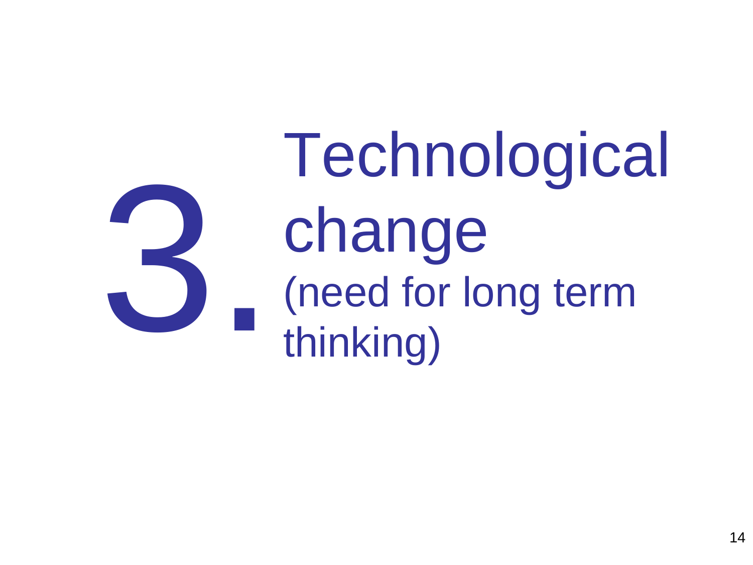# 3. Technological change

(need for long term thinking)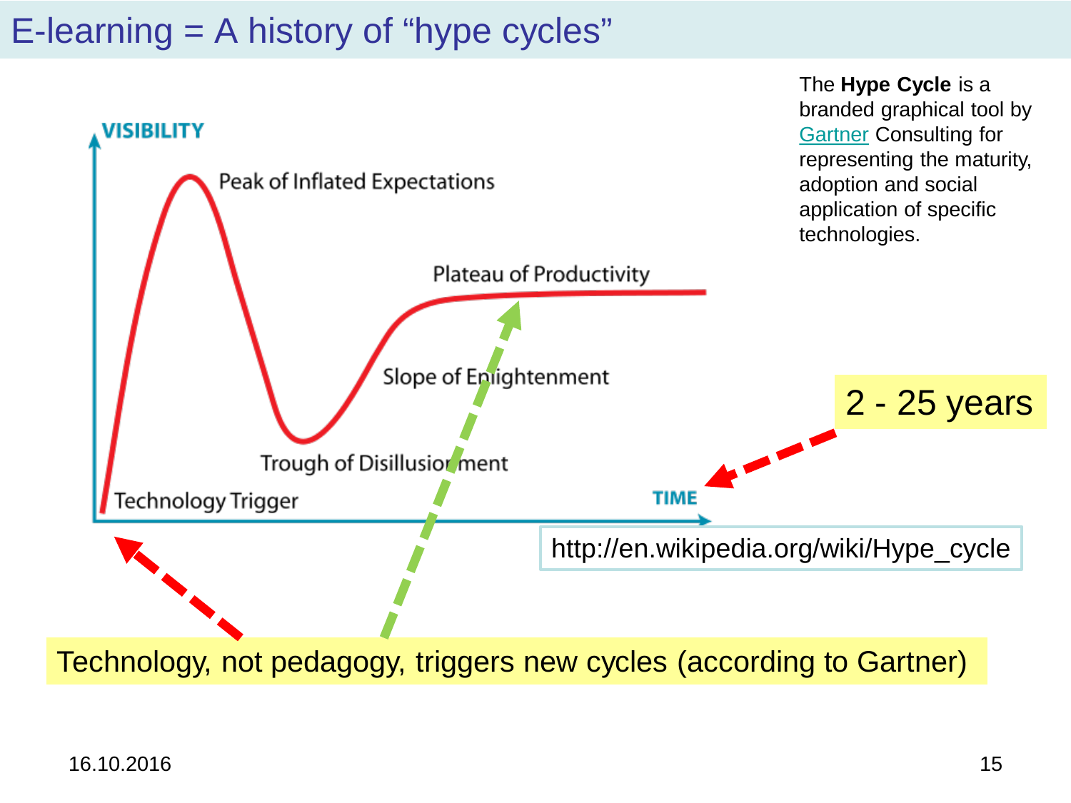# E-learning = A history of "hype cycles"

VISIBILITY

Peak of Inflated Expectations

Plateau of Productivity

Slope of Enlightenment

Trough of Disillusionment

Technology Trigger

TIME

The **Hype Cycle** is a branded graphical tool by Gartner Consulting for representing the maturity, adoption and social application of specific technologies.

2 - 25 years

http://en.wikipedia.org/wiki/Hype_cycle

Technology, not pedagogy, triggers new cycles (according to Gartner)

16.10.2016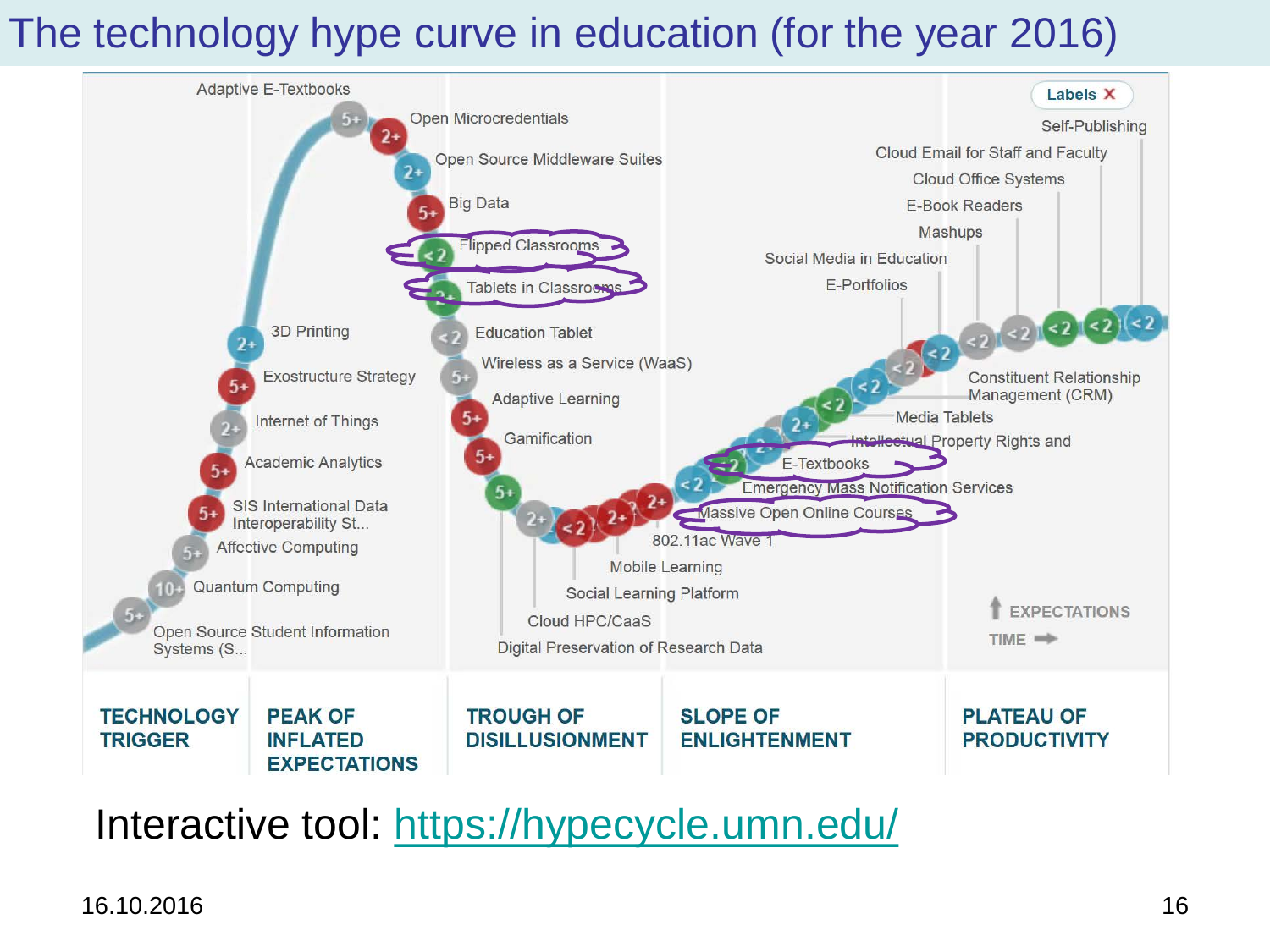# The technology hype curve in education (for the year 2016)

Adaptive E-Textbooks
5+
Open Microcredentials
2+
Open Source Middleware Suites
2+
Big Data
5+
Flipped Classrooms
<2
Tablets in Classrooms
<2
3D Printing
2+
Education Tablet
<2
Exostructure Strategy
5+
Wireless as a Service (WaaS)
5+
Internet of Things
2+
Adaptive Learning
5+
Academic Analytics
5+
Gamification
5+
SIS International Data Interoperability St...
5+
Affective Computing
5+
Quantum Computing
10+
Open Source Student Information Systems (S...
5+
5+
2+
<2
2+
2+
802.11ac Wave 1
Mobile Learning
Social Learning Platform
Cloud HPC/CaaS
Digital Preservation of Research Data
<2
Massive Open Online Courses
Emergency Mass Notification Services
<2
E-Textbooks
Intellectual Property Rights and
2+
Media Tablets
<2
Constituent Relationship Management (CRM)
<2
<2
E-Portfolios
Social Media in Education
Mashups
E-Book Readers
Cloud Office Systems
Cloud Email for Staff and Faculty
Self-Publishing
<2
<2
<2
<2
<2
<2

Labels X

EXPECTATIONS
TIME

TECHNOLOGY TRIGGER | PEAK OF INFLATED EXPECTATIONS | TROUGH OF DISILLUSIONMENT | SLOPE OF ENLIGHTENMENT | PLATEAU OF PRODUCTIVITY

Interactive tool: [https://hypecycle.umn.edu/](https://hypecycle.umn.edu/)

16.10.2016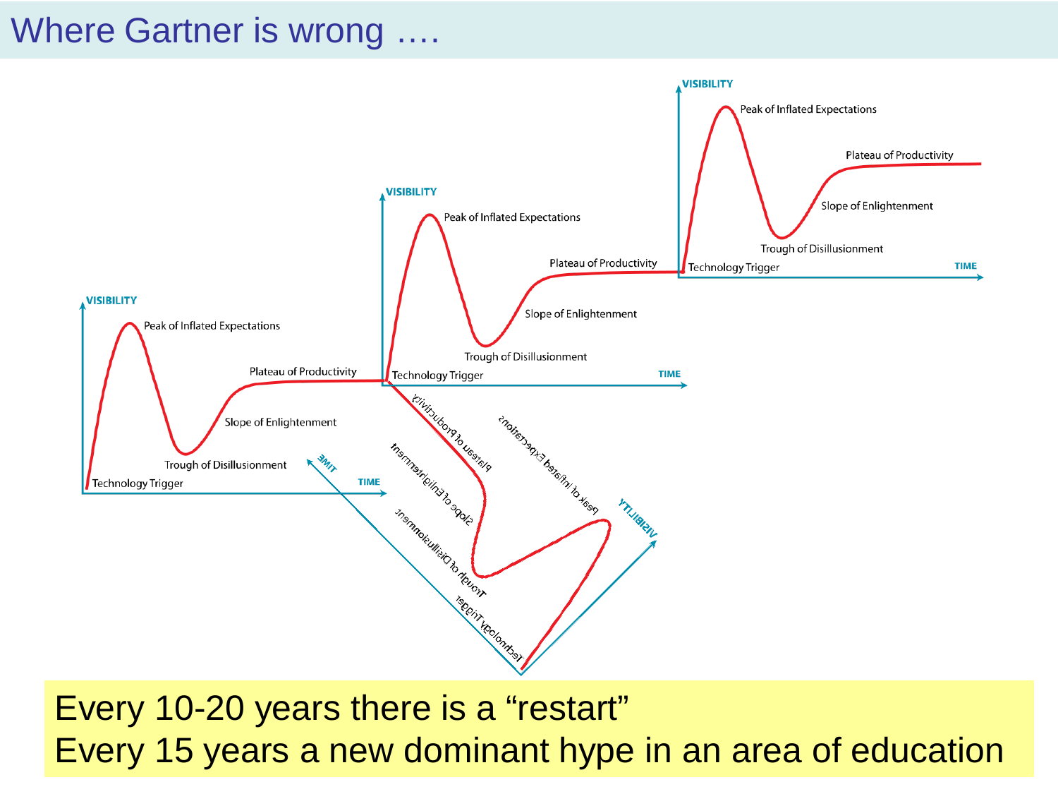# Where Gartner is wrong ….

VISIBILITY

Peak of Inflated Expectations

Plateau of Productivity

Slope of Enlightenment

Trough of Disillusionment

Technology Trigger

TIME

VISIBILITY

Peak of Inflated Expectations

Plateau of Productivity

Slope of Enlightenment

Trough of Disillusionment

Technology Trigger

TIME

VISIBILITY

Peak of Inflated Expectations

Plateau of Productivity

Slope of Enlightenment

Trough of Disillusionment

Technology Trigger

TIME

Plateau of Productivity

Peak of Inflated Expectations

Slope of Enlightenment

Trough of Disillusionment

Technology Trigger

TIME

VISIBILITY

Every 10-20 years there is a "restart"
Every 15 years a new dominant hype in an area of education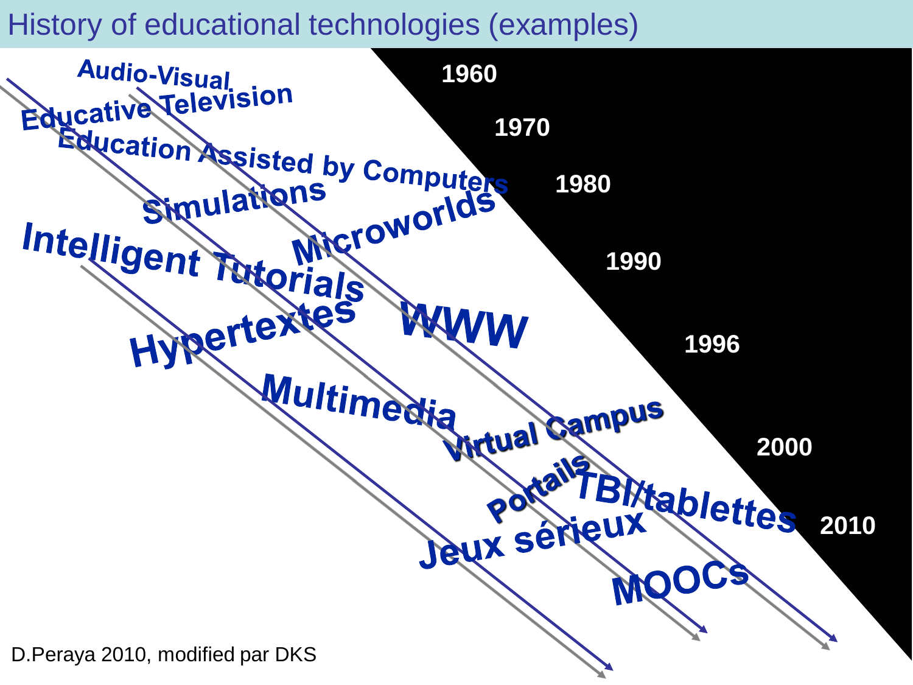# History of educational technologies (examples)

Audio-Visual

Educative Television

Education Assisted by Computers

Simulations

Microworlds

Intelligent Tutorials

Hypertextes

WWW

Multimedia

Virtual Campus

Portails

TBI/tablettes

Jeux sérieux

MOOCs

1960

1970

1980

1990

1996

2000

2010

D.Peraya 2010, modified par DKS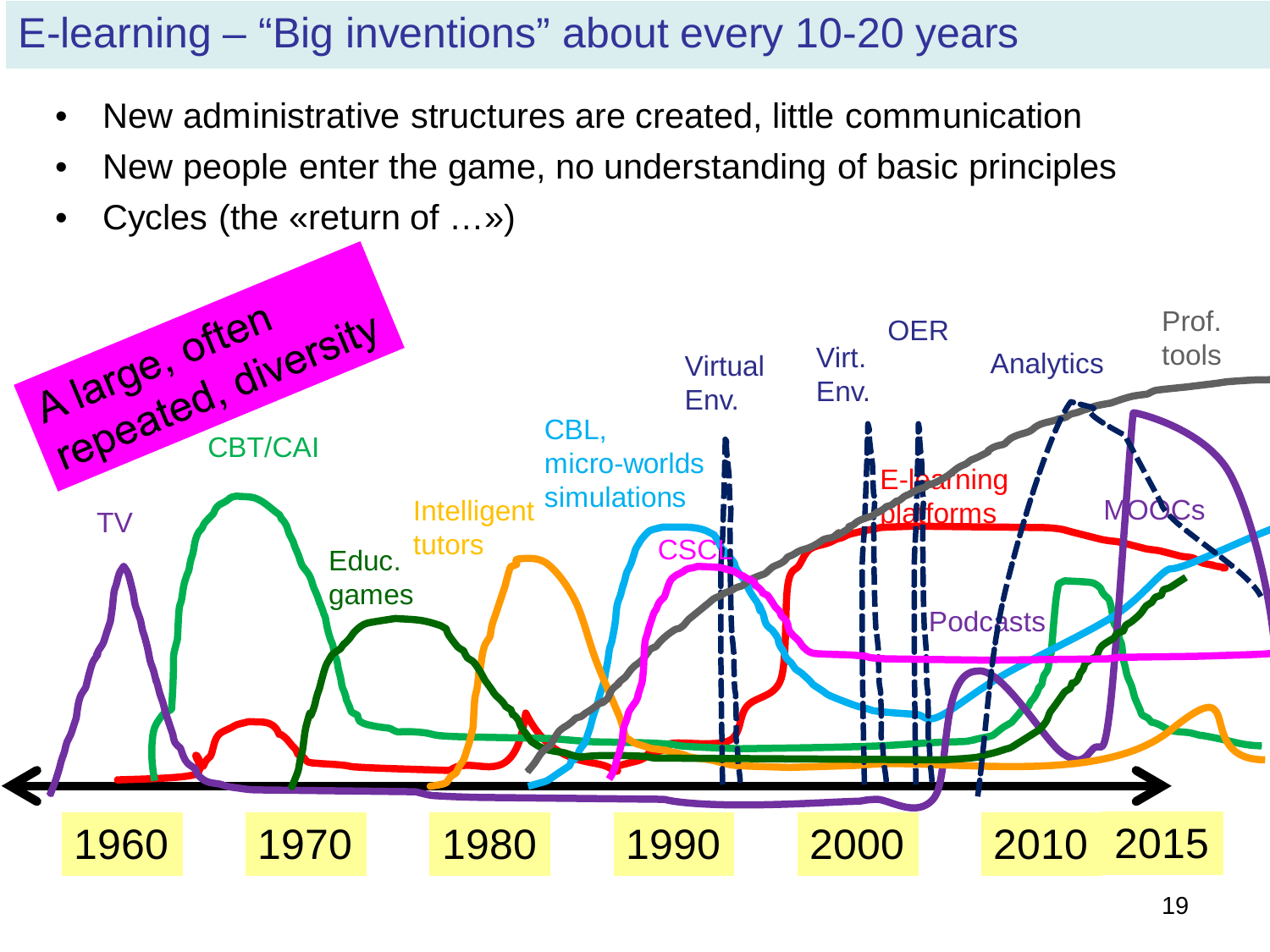# E-learning – "Big inventions" about every 10-20 years

- New administrative structures are created, little communication
- New people enter the game, no understanding of basic principles
- Cycles (the «return of …»)

A large, often repeated, diversity

TV · CBT/CAI · Educ. games · Intelligent tutors · CBL, micro-worlds simulations · CSCL · Virtual Env. · Virt. Env. · OER · E-learning platforms · Podcasts · Analytics · MOOCs · Prof. tools

1960 · 1970 · 1980 · 1990 · 2000 · 2010 · 2015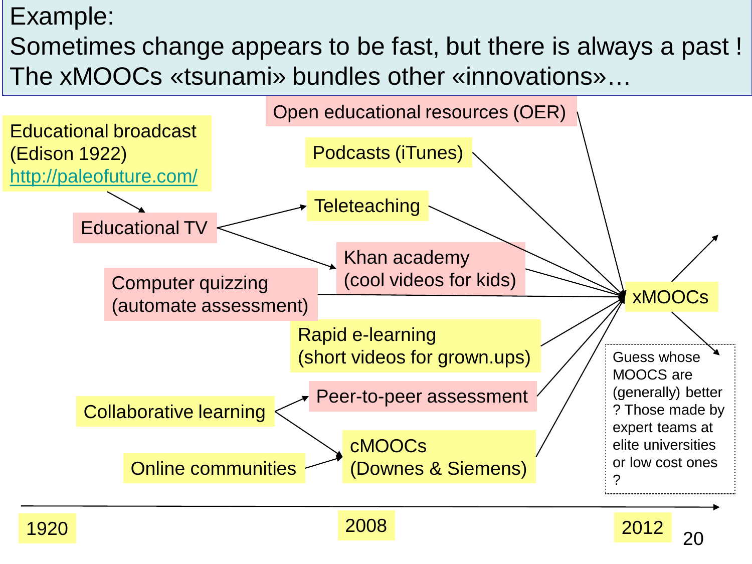Example:
Sometimes change appears to be fast, but there is always a past !
The xMOOCs «tsunami» bundles other «innovations»…

Open educational resources (OER)

Educational broadcast (Edison 1922) http://paleofuture.com/

Podcasts (iTunes)

Teleteaching

Educational TV

Khan academy (cool videos for kids)

Computer quizzing (automate assessment)

xMOOCs

Rapid e-learning (short videos for grown.ups)

Guess whose MOOCS are (generally) better ? Those made by expert teams at elite universities or low cost ones ?

Peer-to-peer assessment

Collaborative learning

cMOOCs (Downes & Siemens)

Online communities

1920

2008

2012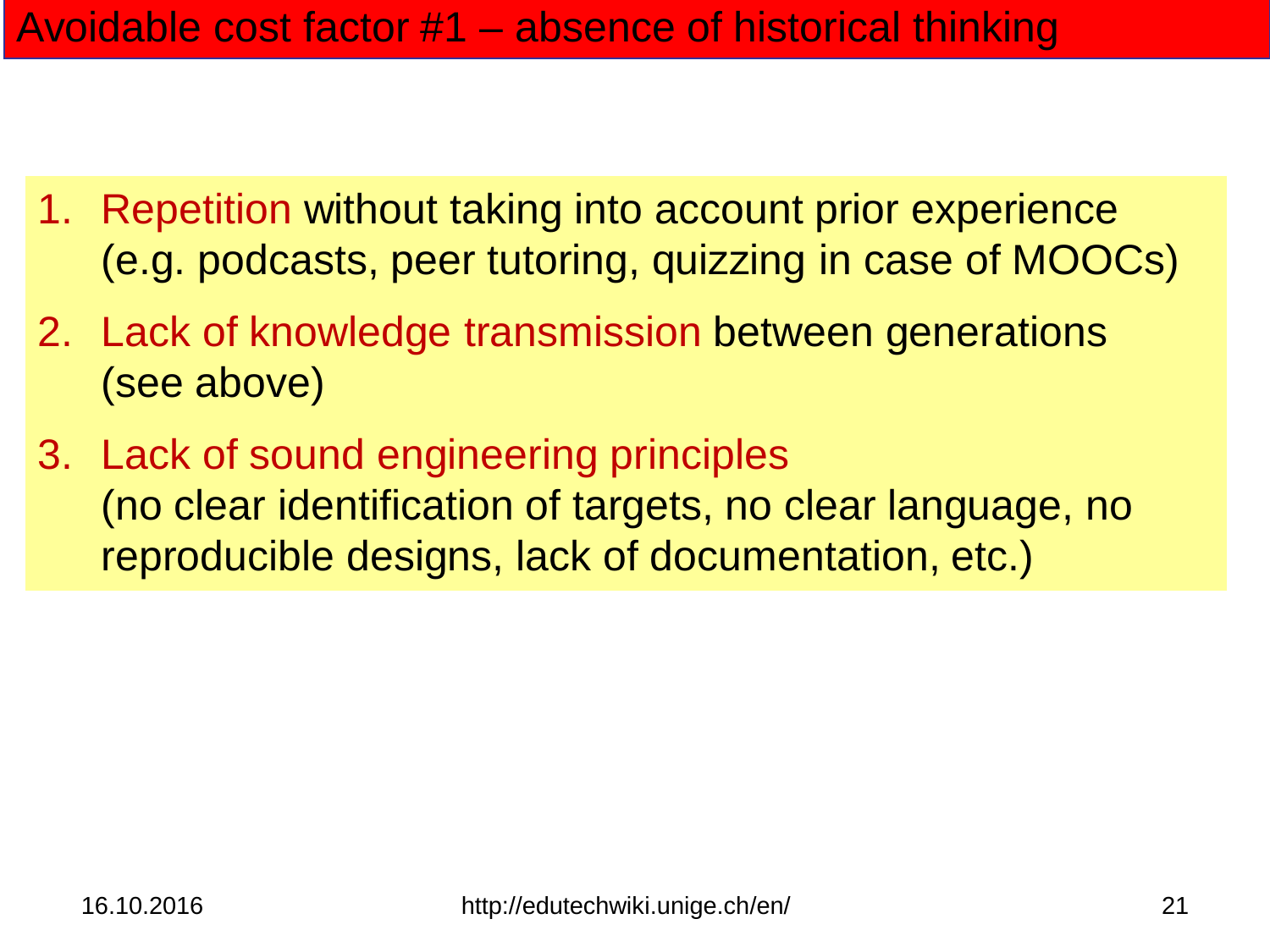# Avoidable cost factor #1 – absence of historical thinking

1. Repetition without taking into account prior experience (e.g. podcasts, peer tutoring, quizzing in case of MOOCs)
2. Lack of knowledge transmission between generations (see above)
3. Lack of sound engineering principles (no clear identification of targets, no clear language, no reproducible designs, lack of documentation, etc.)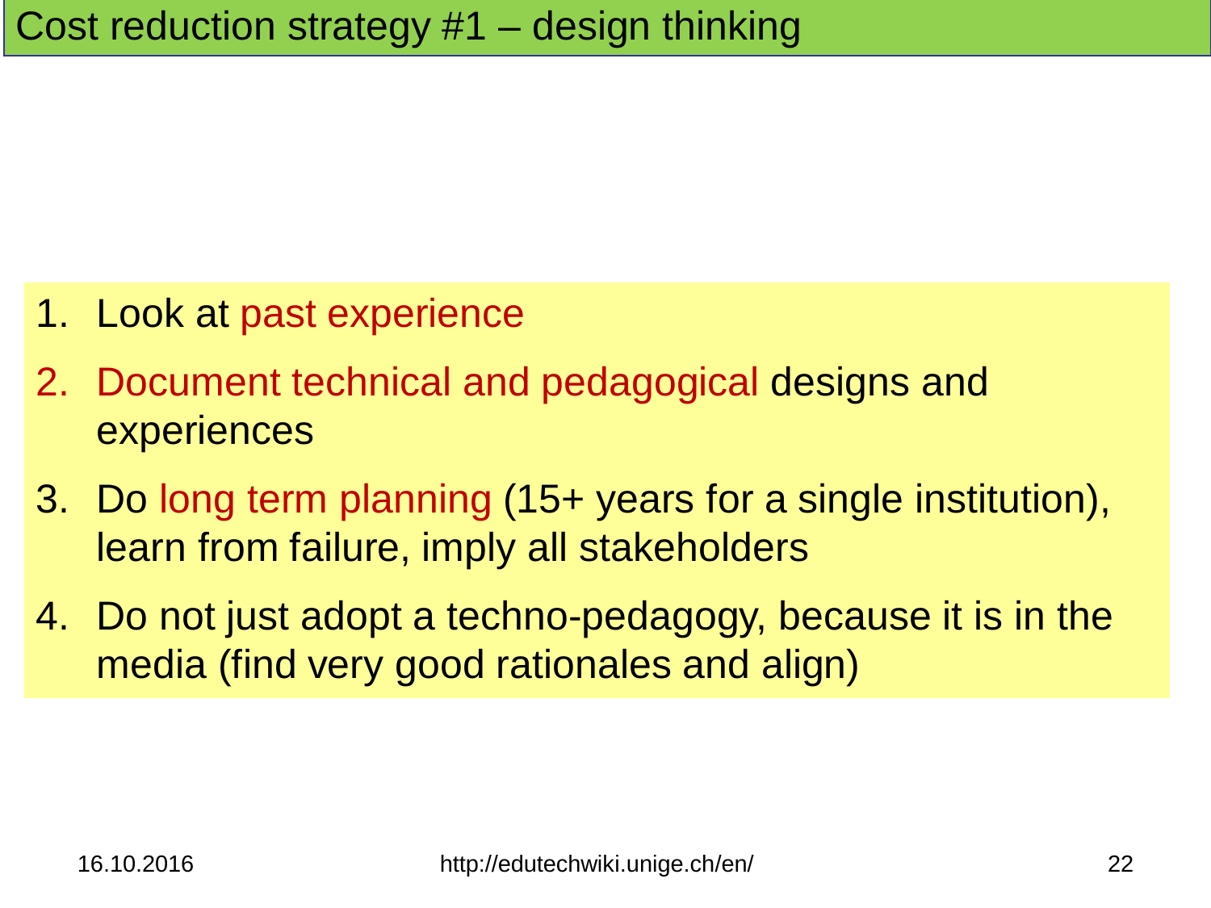# Cost reduction strategy #1 – design thinking

1. Look at past experience
2. Document technical and pedagogical designs and experiences
3. Do long term planning (15+ years for a single institution), learn from failure, imply all stakeholders
4. Do not just adopt a techno-pedagogy, because it is in the media (find very good rationales and align)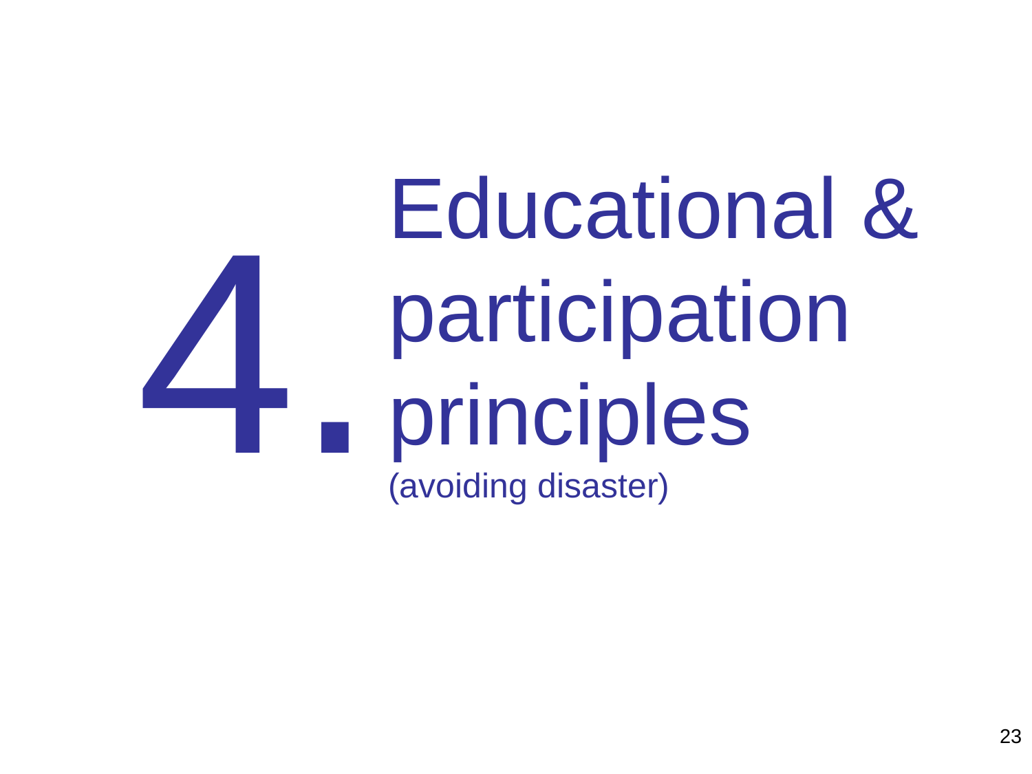# 4. Educational & participation principles

(avoiding disaster)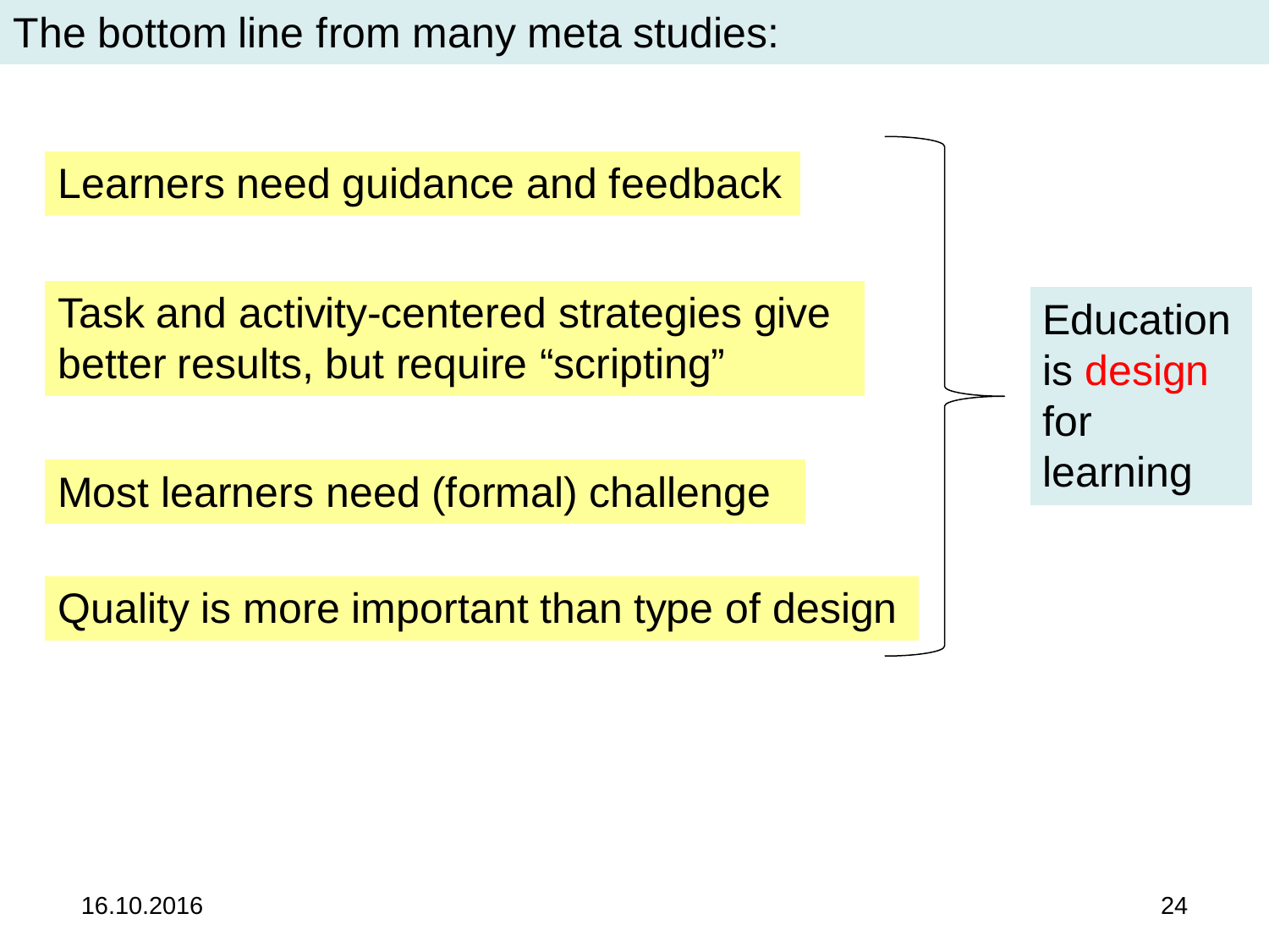# The bottom line from many meta studies:

- Learners need guidance and feedback
- Task and activity-centered strategies give better results, but require “scripting”
- Most learners need (formal) challenge
- Quality is more important than type of design

→ Education is **design** for learning

16.10.2016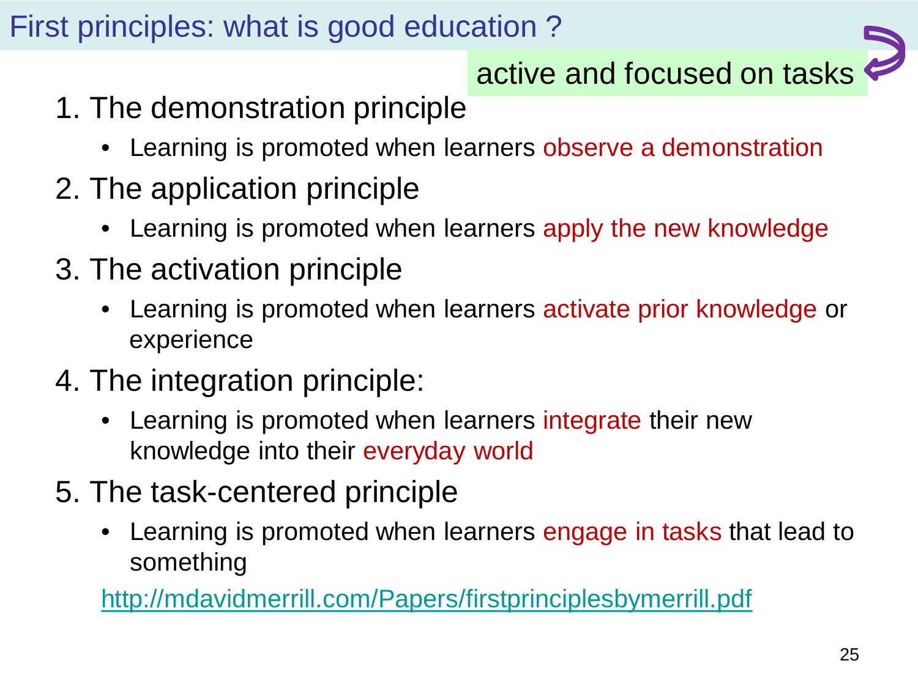# First principles: what is good education ?

active and focused on tasks

1. The demonstration principle
   - Learning is promoted when learners observe a demonstration
2. The application principle
   - Learning is promoted when learners apply the new knowledge
3. The activation principle
   - Learning is promoted when learners activate prior knowledge or experience
4. The integration principle:
   - Learning is promoted when learners integrate their new knowledge into their everyday world
5. The task-centered principle
   - Learning is promoted when learners engage in tasks that lead to something

http://mdavidmerrill.com/Papers/firstprinciplesbymerrill.pdf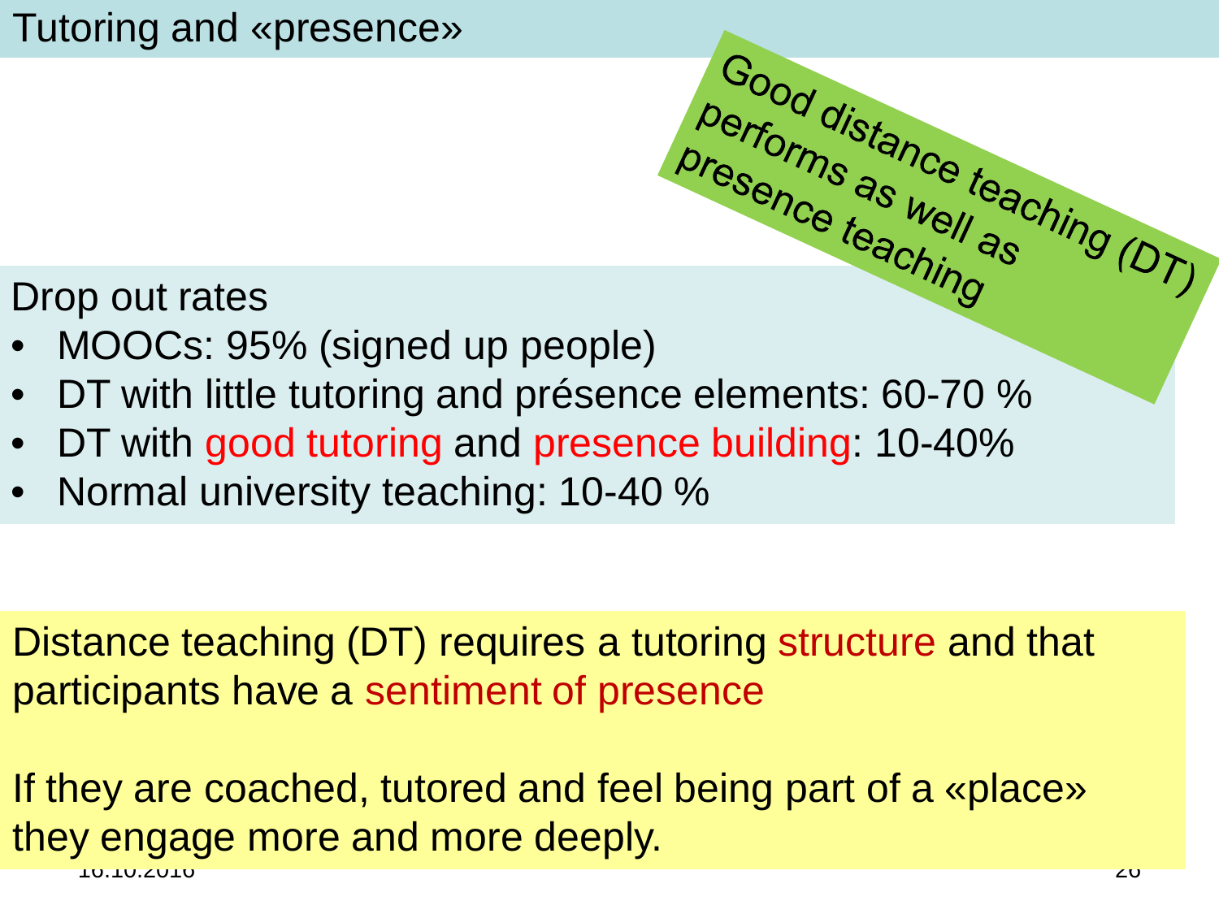# Tutoring and «presence»

Good distance teaching (DT) performs as well as presence teaching

Drop out rates

- MOOCs: 95% (signed up people)
- DT with little tutoring and présence elements: 60-70 %
- DT with good tutoring and presence building: 10-40%
- Normal university teaching: 10-40 %

Distance teaching (DT) requires a tutoring structure and that participants have a sentiment of presence

If they are coached, tutored and feel being part of a «place» they engage more and more deeply.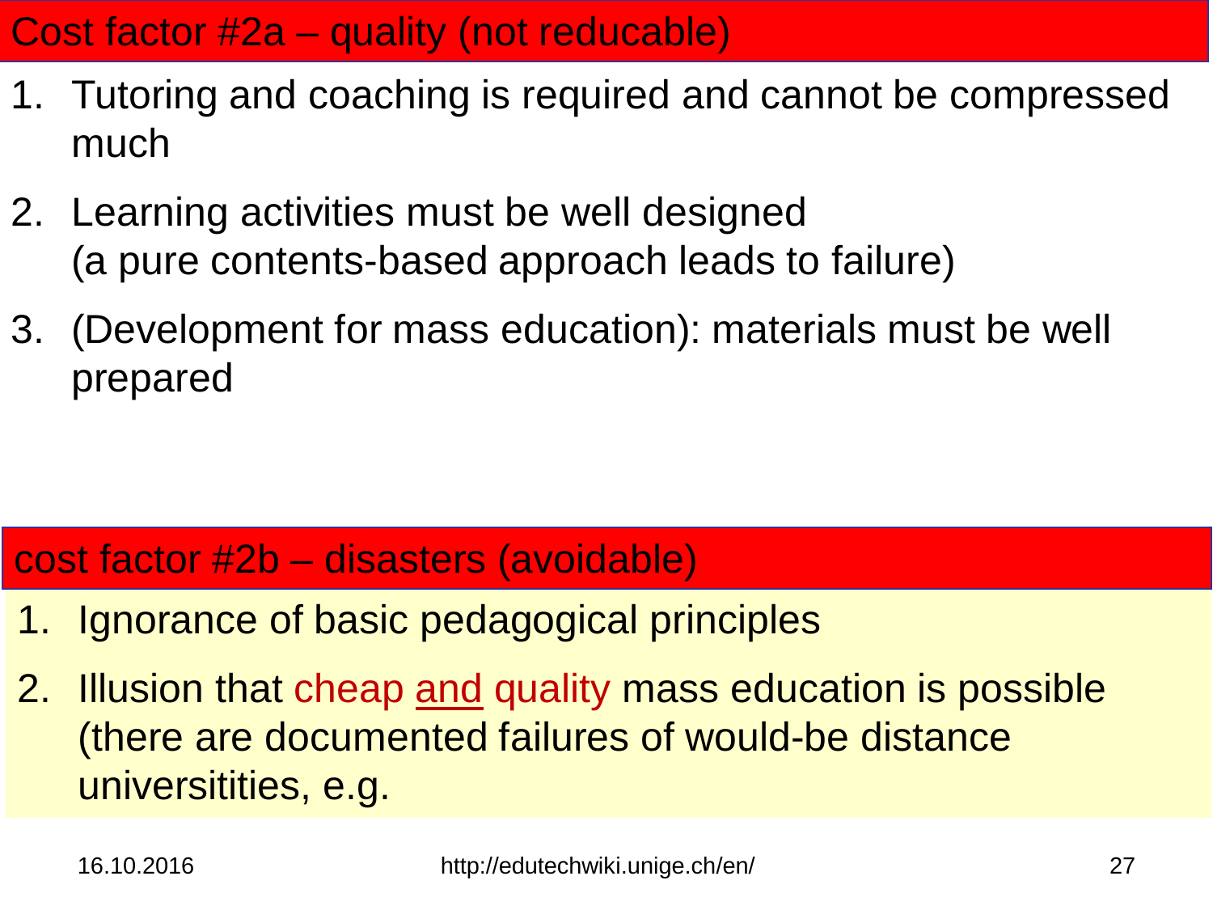## Cost factor #2a – quality (not reducable)

1. Tutoring and coaching is required and cannot be compressed much
2. Learning activities must be well designed
   (a pure contents-based approach leads to failure)
3. (Development for mass education): materials must be well prepared

## cost factor #2b – disasters (avoidable)

1. Ignorance of basic pedagogical principles
2. Illusion that cheap <u>and</u> quality mass education is possible
   (there are documented failures of would-be distance universitities, e.g.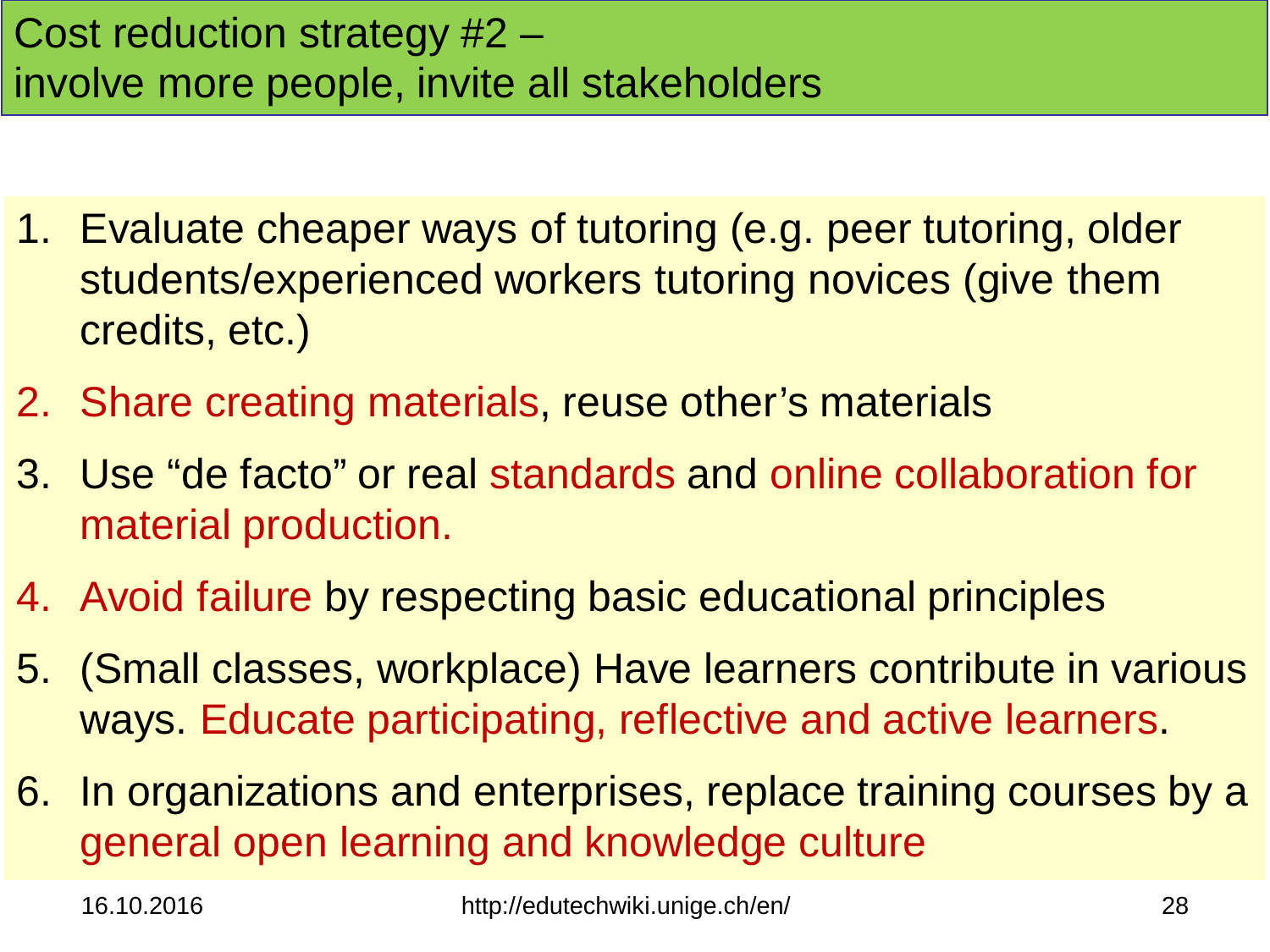# Cost reduction strategy #2 – involve more people, invite all stakeholders

1. Evaluate cheaper ways of tutoring (e.g. peer tutoring, older students/experienced workers tutoring novices (give them credits, etc.)
2. Share creating materials, reuse other's materials
3. Use "de facto" or real standards and online collaboration for material production.
4. Avoid failure by respecting basic educational principles
5. (Small classes, workplace) Have learners contribute in various ways. Educate participating, reflective and active learners.
6. In organizations and enterprises, replace training courses by a general open learning and knowledge culture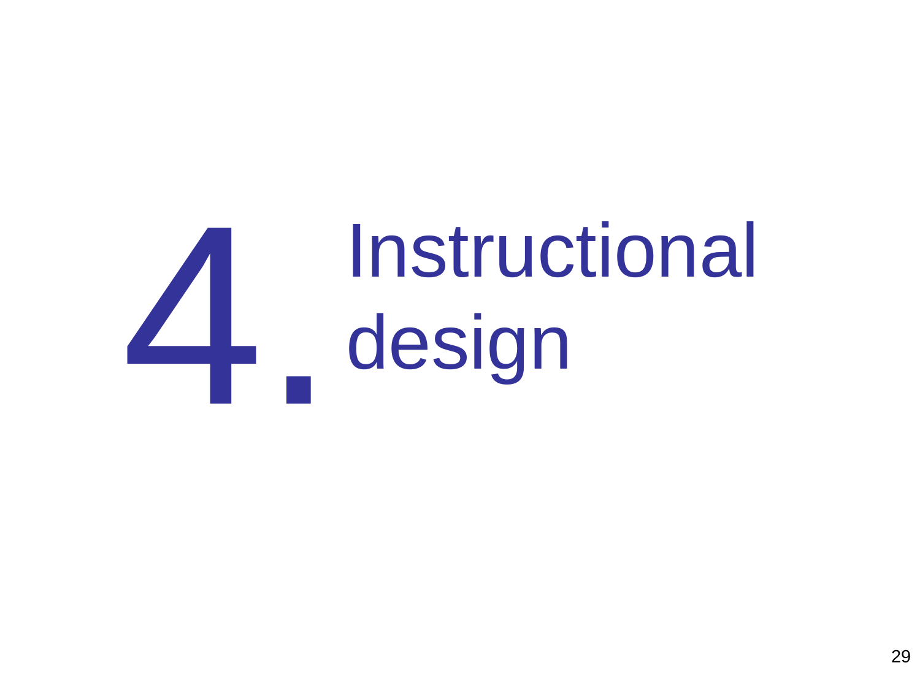# 4. Instructional design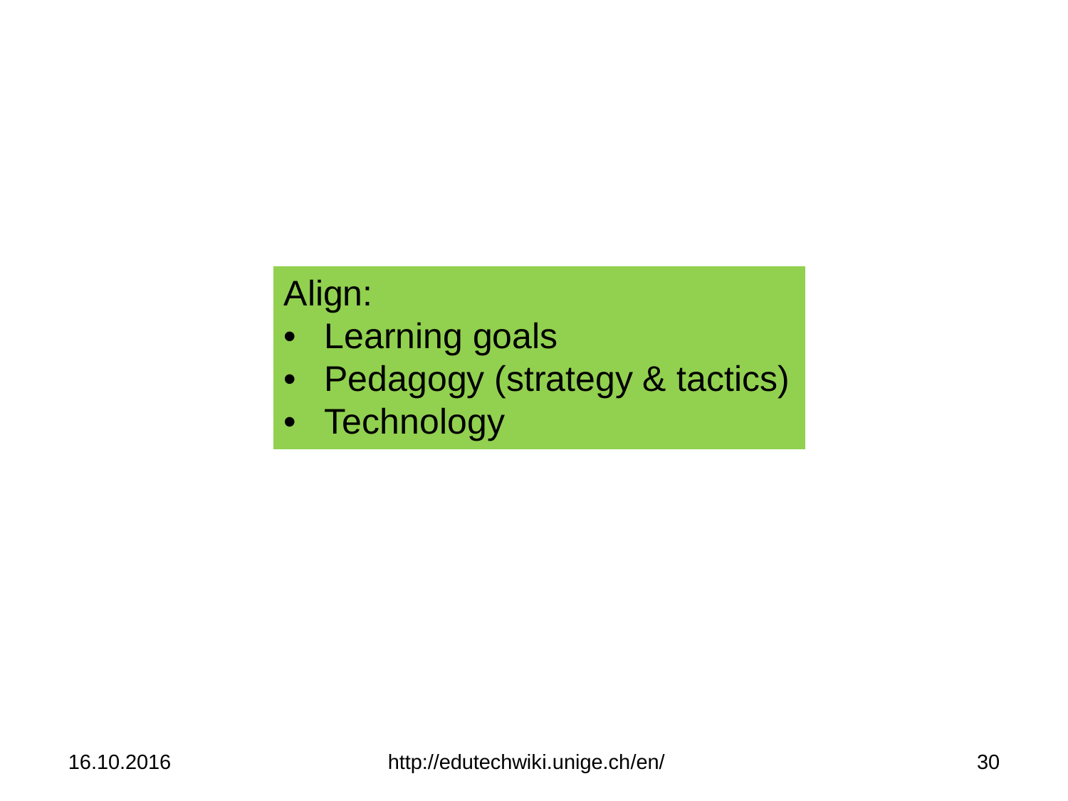Align:

- Learning goals
- Pedagogy (strategy & tactics)
- Technology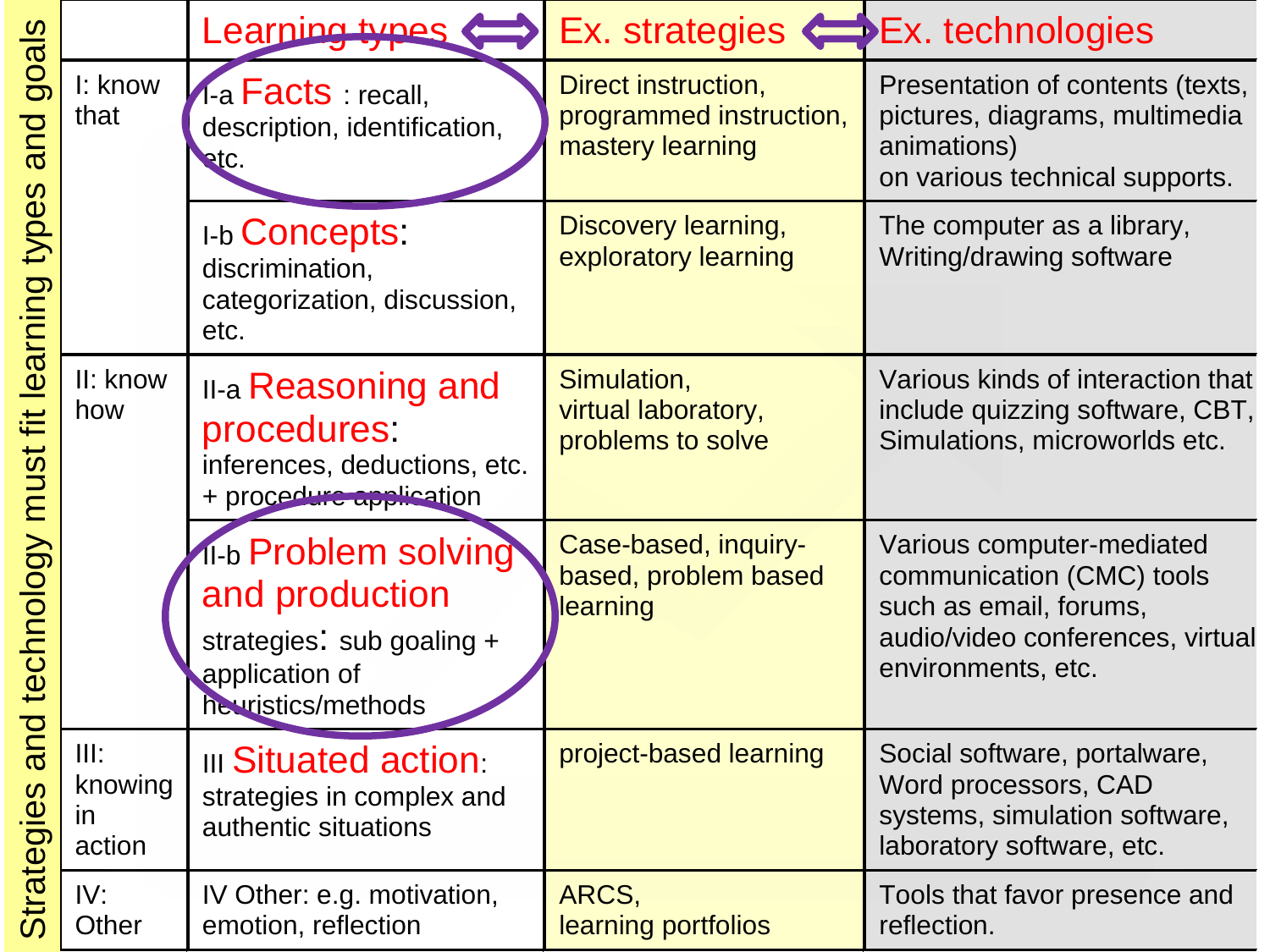Strategies and technology must fit learning types and goals

| | Learning types ⟺ | Ex. strategies ⟺ | Ex. technologies |
|---|---|---|---|
| I: know that | I-a **Facts** : recall, description, identification, etc. | Direct instruction, programmed instruction, mastery learning | Presentation of contents (texts, pictures, diagrams, multimedia animations) on various technical supports. |
| | I-b **Concepts**: discrimination, categorization, discussion, etc. | Discovery learning, exploratory learning | The computer as a library, Writing/drawing software |
| II: know how | II-a **Reasoning and procedures**: inferences, deductions, etc. + procedure application | Simulation, virtual laboratory, problems to solve | Various kinds of interaction that include quizzing software, CBT, Simulations, microworlds etc. |
| | II-b **Problem solving and production** strategies: sub goaling + application of heuristics/methods | Case-based, inquiry-based, problem based learning | Various computer-mediated communication (CMC) tools such as email, forums, audio/video conferences, virtual environments, etc. |
| III: knowing in action | III **Situated action**: strategies in complex and authentic situations | project-based learning | Social software, portalware, Word processors, CAD systems, simulation software, laboratory software, etc. |
| IV: Other | IV Other: e.g. motivation, emotion, reflection | ARCS, learning portfolios | Tools that favor presence and reflection. |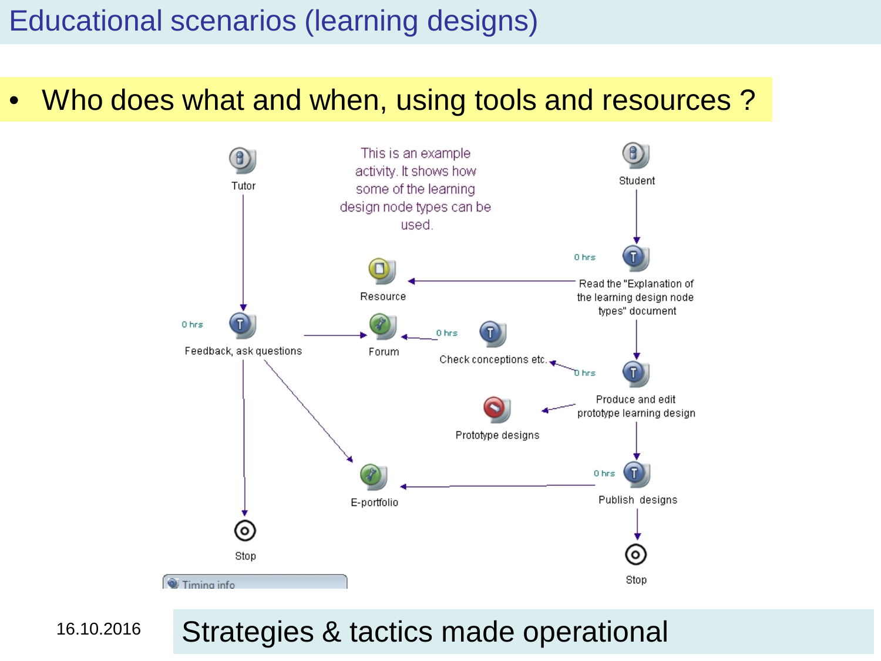# Educational scenarios (learning designs)

- Who does what and when, using tools and resources ?

Tutor

This is an example activity. It shows how some of the learning design node types can be used.

Student

0 hrs

Read the "Explanation of the learning design node types" document

Resource

0 hrs

Feedback, ask questions

Forum

0 hrs

Check conceptions etc.

0 hrs

Produce and edit prototype learning design

Prototype designs

E-portfolio

0 hrs

Publish designs

Stop

Stop

Timing info

16.10.2016

Strategies & tactics made operational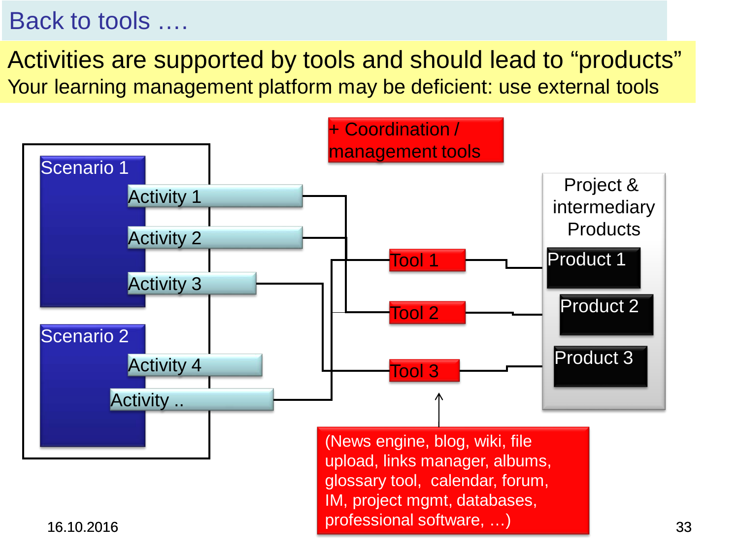# Back to tools ….

## Activities are supported by tools and should lead to “products”

Your learning management platform may be deficient: use external tools

+ Coordination / management tools

Scenario 1

- Activity 1
- Activity 2
- Activity 3

Scenario 2

- Activity 4
- Activity ..

Tool 1

Tool 2

Tool 3

Project & intermediary Products

- Product 1
- Product 2
- Product 3

(News engine, blog, wiki, file upload, links manager, albums, glossary tool, calendar, forum, IM, project mgmt, databases, professional software, …)

16.10.2016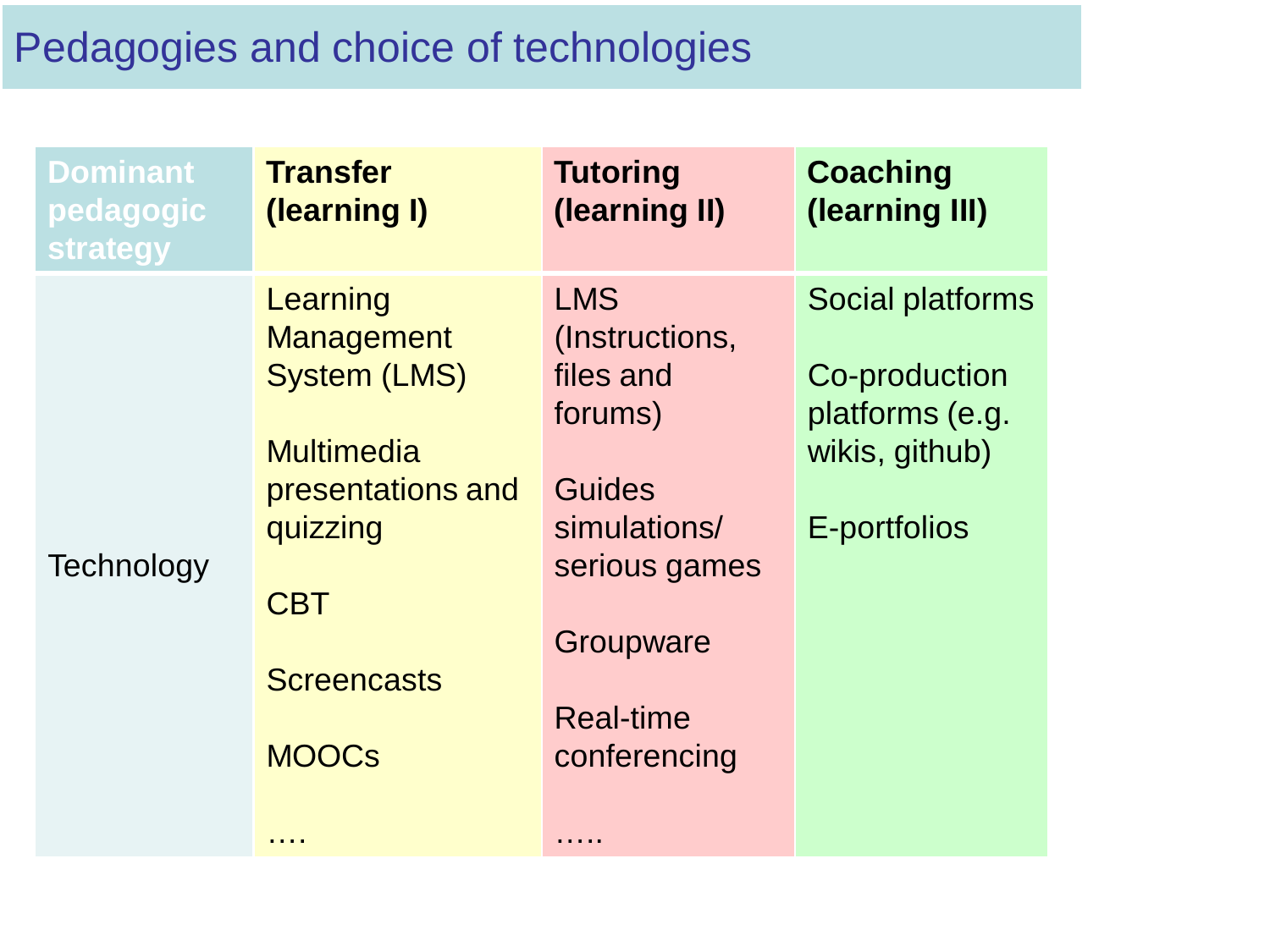# Pedagogies and choice of technologies

| Dominant pedagogic strategy | **Transfer (learning I)** | **Tutoring (learning II)** | **Coaching (learning III)** |
|---|---|---|---|
| Technology | Learning Management System (LMS)<br><br>Multimedia presentations and quizzing<br><br>CBT<br><br>Screencasts<br><br>MOOCs<br><br>…. | LMS (Instructions, files and forums)<br><br>Guides simulations/ serious games<br><br>Groupware<br><br>Real-time conferencing<br><br>….. | Social platforms<br><br>Co-production platforms (e.g. wikis, github)<br><br>E-portfolios |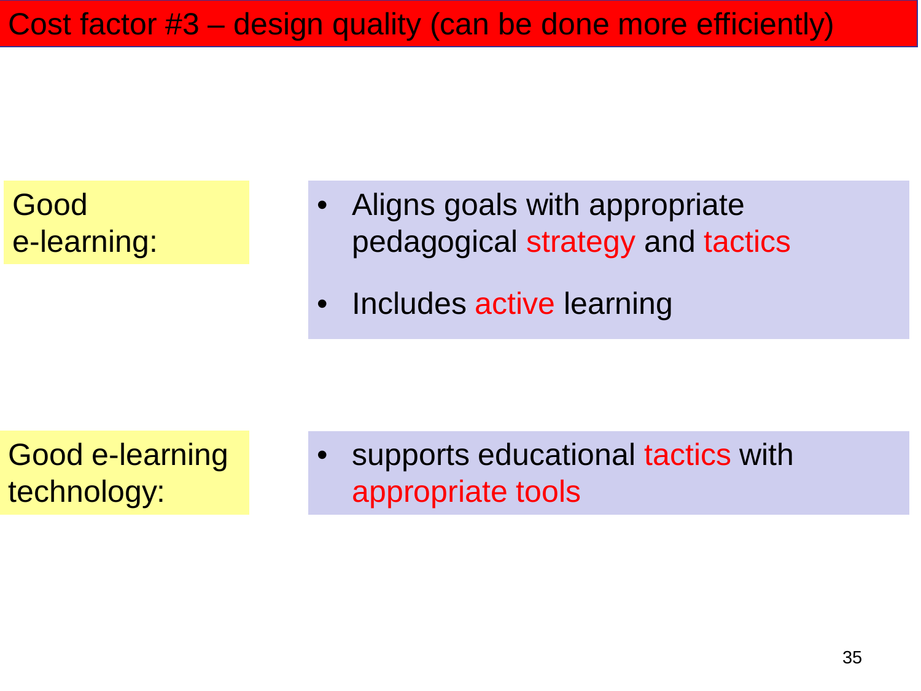# Cost factor #3 – design quality (can be done more efficiently)

**Good e-learning:**

- Aligns goals with appropriate pedagogical strategy and tactics
- Includes active learning

**Good e-learning technology:**

- supports educational tactics with appropriate tools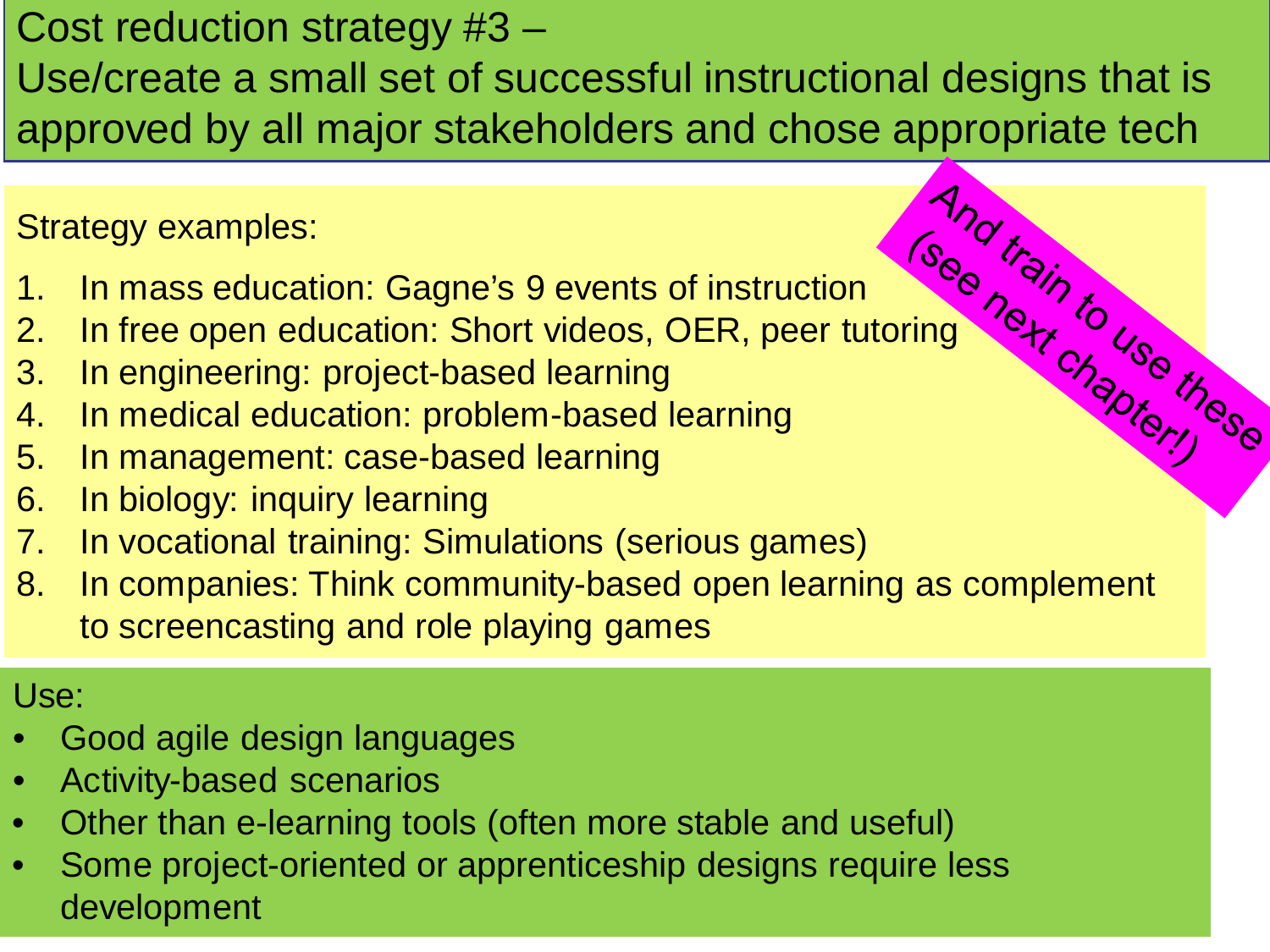# Cost reduction strategy #3 – Use/create a small set of successful instructional designs that is approved by all major stakeholders and chose appropriate tech

Strategy examples:

1. In mass education: Gagne's 9 events of instruction
2. In free open education: Short videos, OER, peer tutoring
3. In engineering: project-based learning
4. In medical education: problem-based learning
5. In management: case-based learning
6. In biology: inquiry learning
7. In vocational training: Simulations (serious games)
8. In companies: Think community-based open learning as complement to screencasting and role playing games

And train to use these (see next chapter!)

Use:

- Good agile design languages
- Activity-based scenarios
- Other than e-learning tools (often more stable and useful)
- Some project-oriented or apprenticeship designs require less development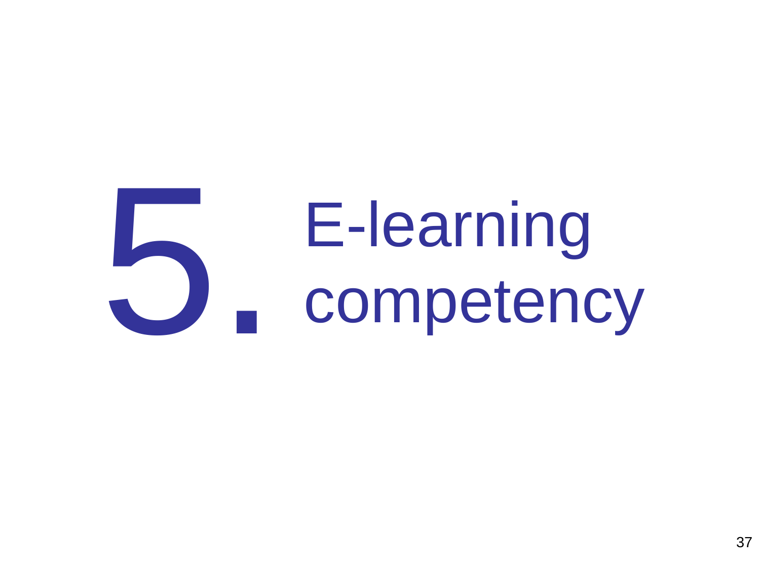# 5. E-learning competency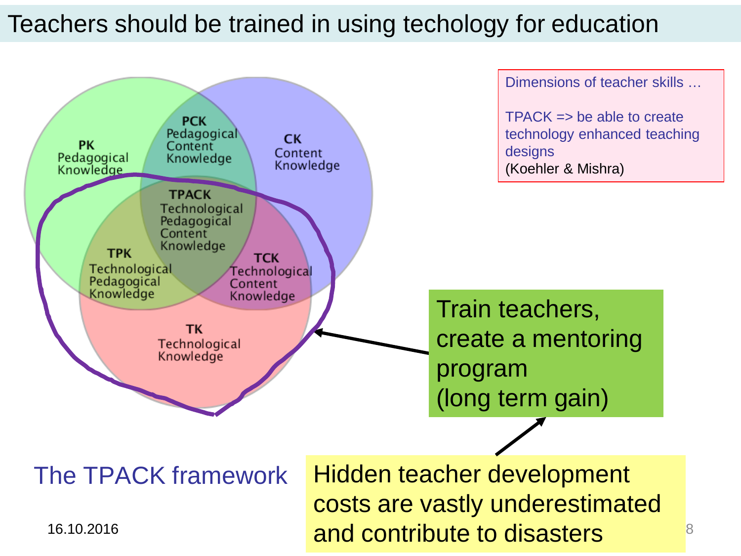# Teachers should be trained in using techology for education

PK
Pedagogical
Knowledge

PCK
Pedagogical
Content
Knowledge

CK
Content
Knowledge

TPACK
Technological
Pedagogical
Content
Knowledge

TPK
Technological
Pedagogical
Knowledge

TCK
Technological
Content
Knowledge

TK
Technological
Knowledge

Dimensions of teacher skills …

TPACK => be able to create technology enhanced teaching designs
(Koehler & Mishra)

Train teachers, create a mentoring program
(long term gain)

The TPACK framework

Hidden teacher development costs are vastly underestimated and contribute to disasters

16.10.2016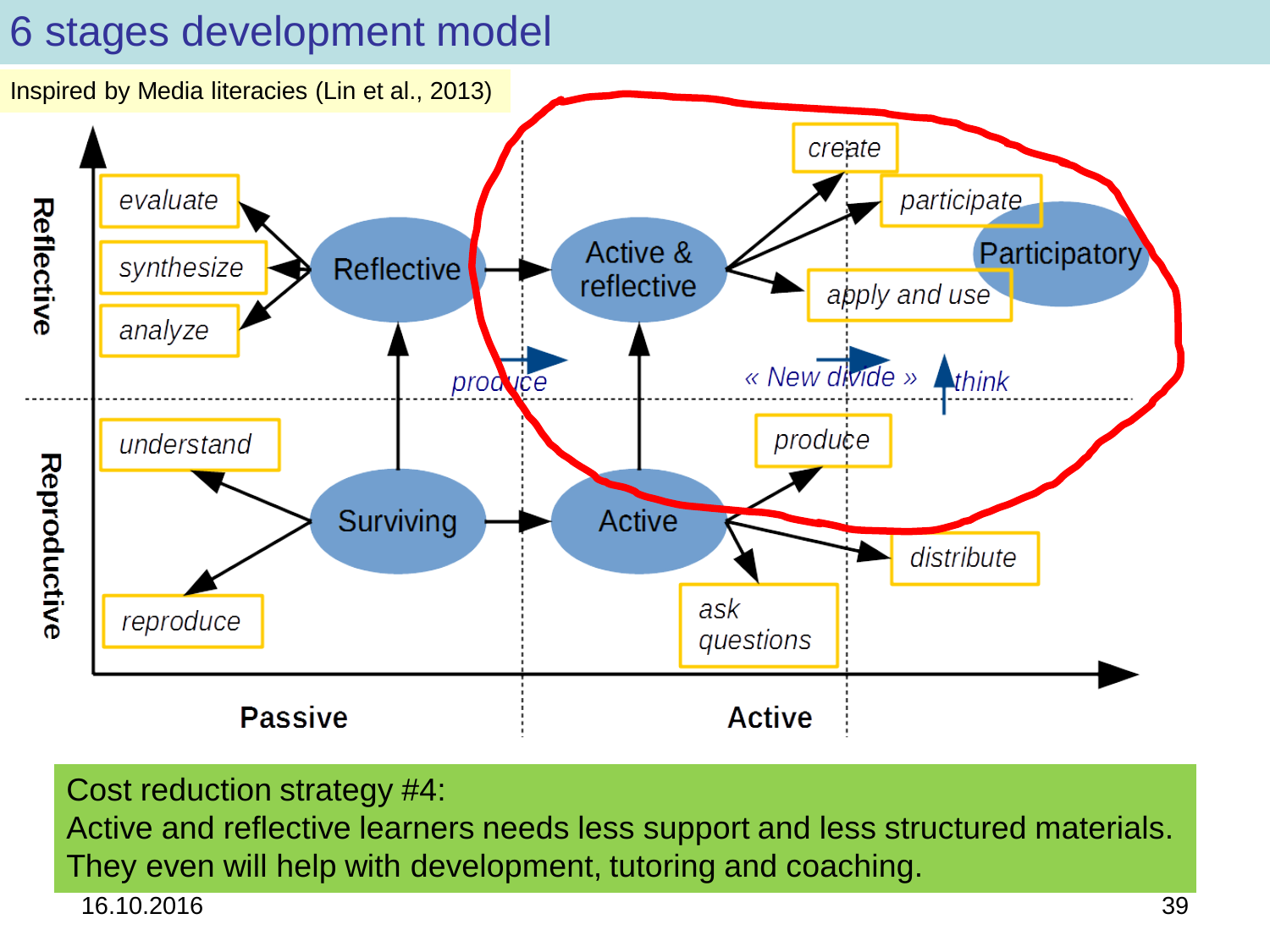# 6 stages development model

Inspired by Media literacies (Lin et al., 2013)

Reflective

Reproductive

evaluate

synthesize

analyze

Reflective

Active & reflective

create

participate

apply and use

Participatory

produce

« New divide »

think

understand

reproduce

Surviving

Active

produce

distribute

ask questions

Passive

Active

Cost reduction strategy #4:
Active and reflective learners needs less support and less structured materials. They even will help with development, tutoring and coaching.

16.10.2016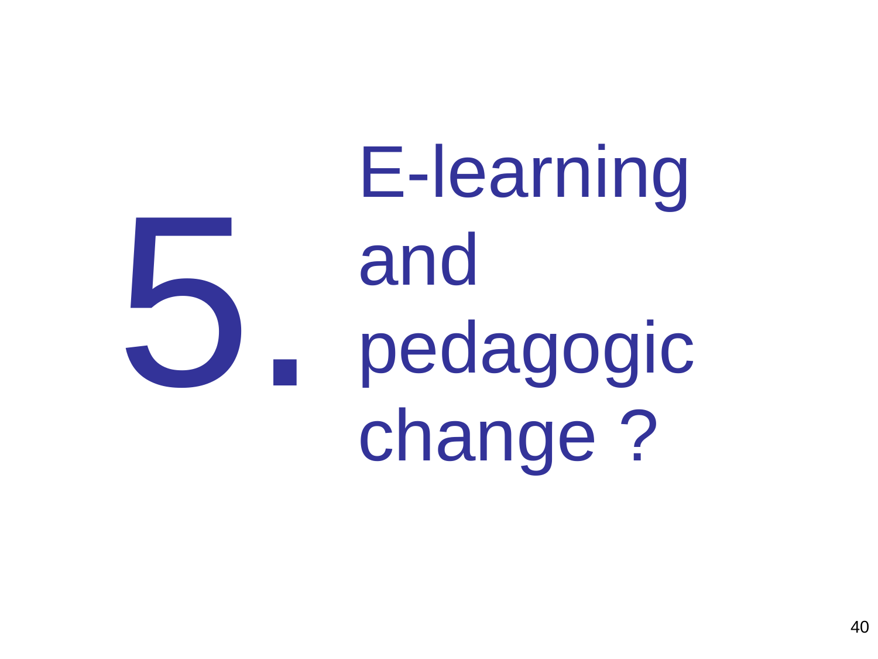# 5. E-learning and pedagogic change ?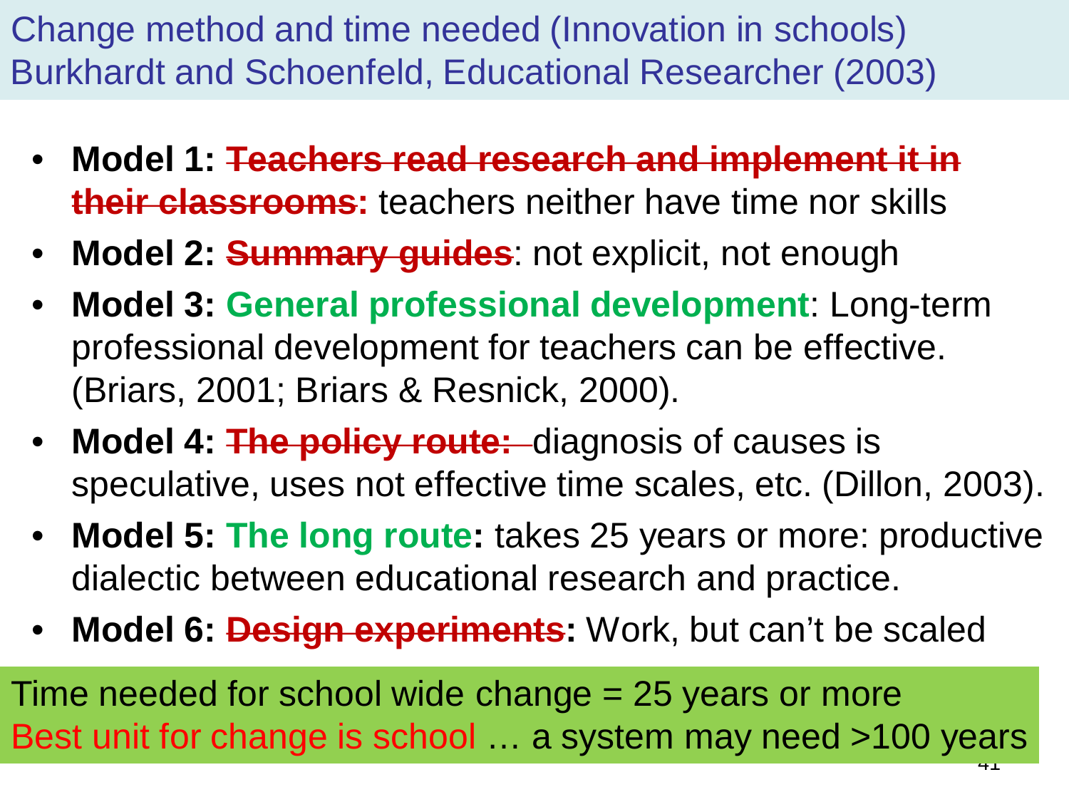# Change method and time needed (Innovation in schools) Burkhardt and Schoenfeld, Educational Researcher (2003)

- **Model 1: ~~Teachers read research and implement it in their classrooms~~:** teachers neither have time nor skills
- **Model 2: ~~Summary guides~~**: not explicit, not enough
- **Model 3: General professional development**: Long-term professional development for teachers can be effective. (Briars, 2001; Briars & Resnick, 2000).
- **Model 4: ~~The policy route:~~** diagnosis of causes is speculative, uses not effective time scales, etc. (Dillon, 2003).
- **Model 5: The long route:** takes 25 years or more: productive dialectic between educational research and practice.
- **Model 6: ~~Design experiments~~:** Work, but can't be scaled

Time needed for school wide change = 25 years or more
Best unit for change is school … a system may need >100 years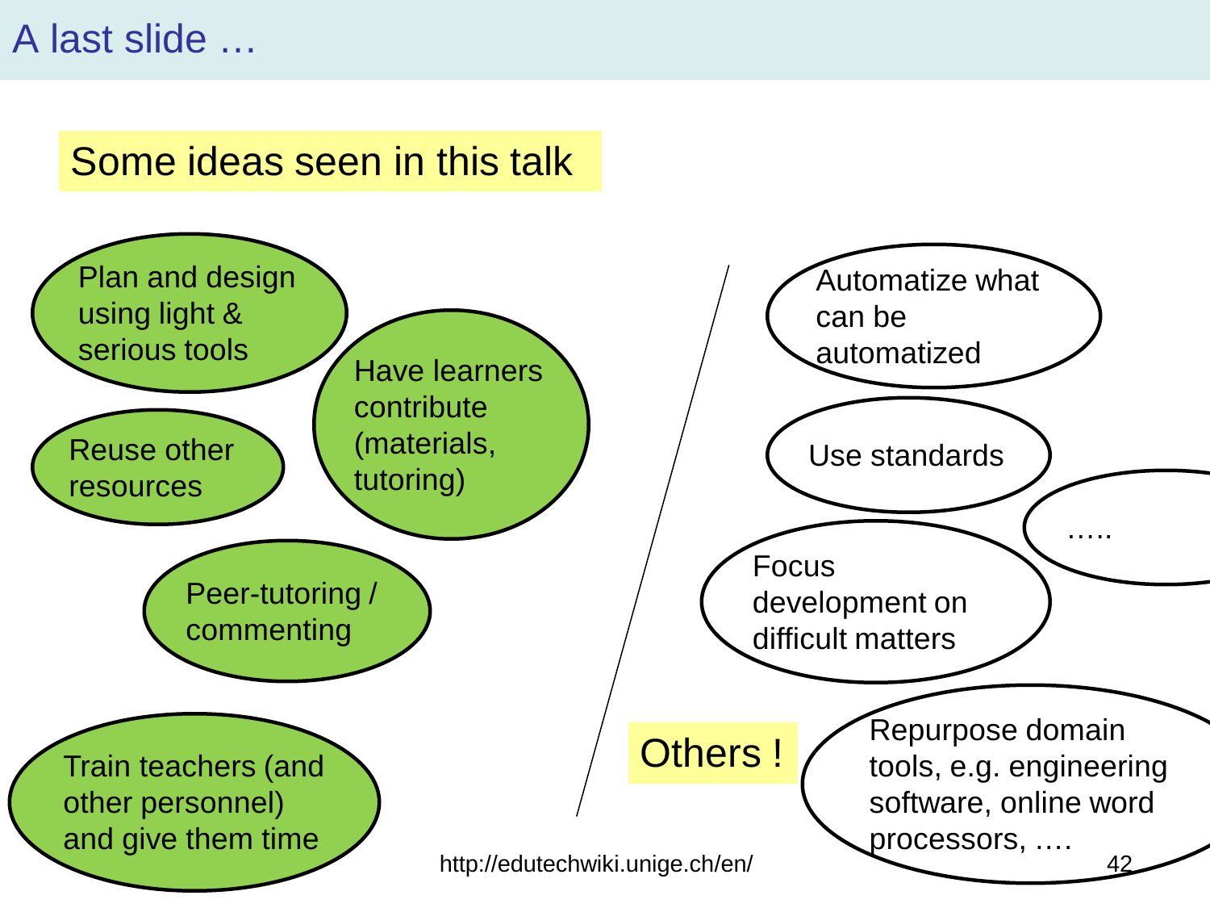# A last slide …

## Some ideas seen in this talk

- Plan and design using light & serious tools
- Have learners contribute (materials, tutoring)
- Reuse other resources
- Peer-tutoring / commenting
- Train teachers (and other personnel) and give them time

## Others !

- Automatize what can be automatized
- Use standards
- …..
- Focus development on difficult matters
- Repurpose domain tools, e.g. engineering software, online word processors, ….

http://edutechwiki.unige.ch/en/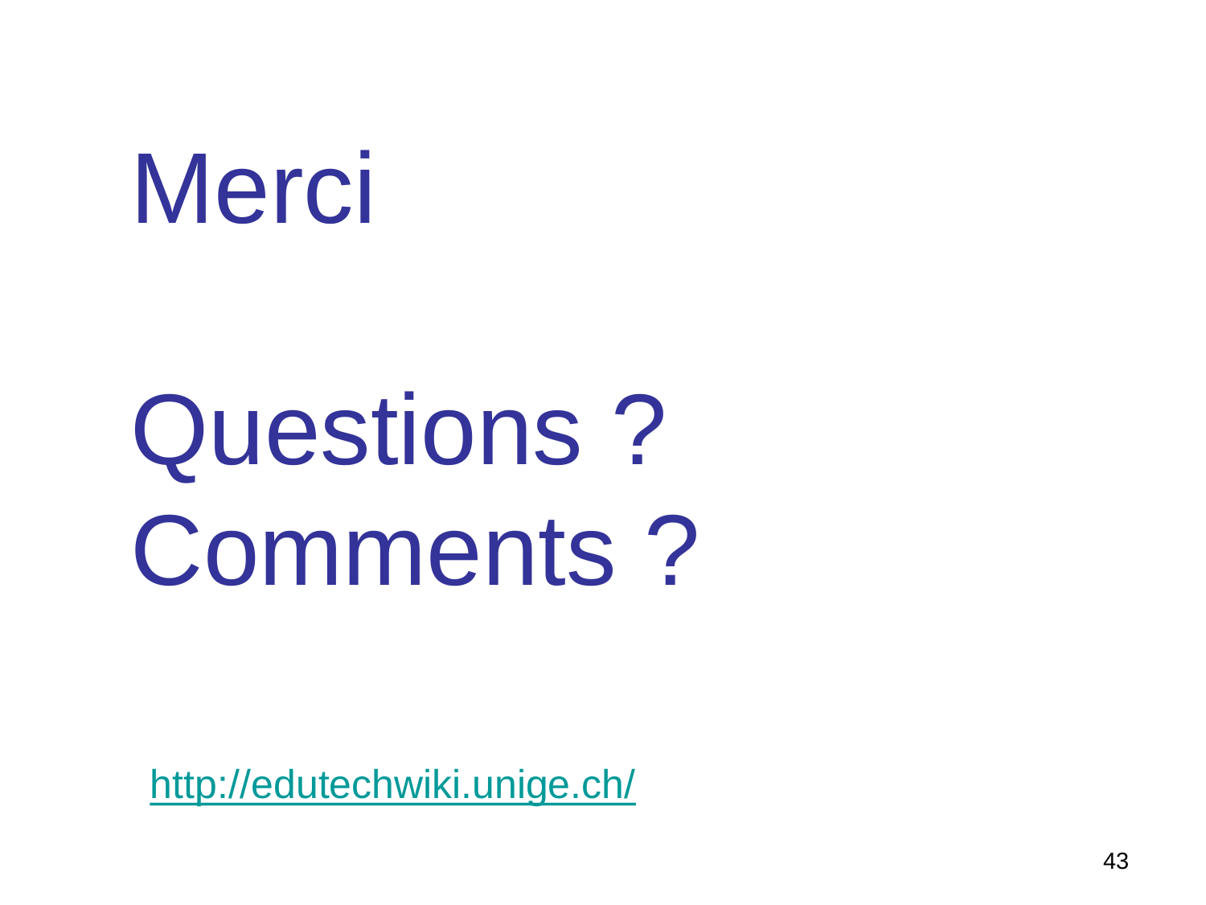# Merci

# Questions ?
# Comments ?

http://edutechwiki.unige.ch/